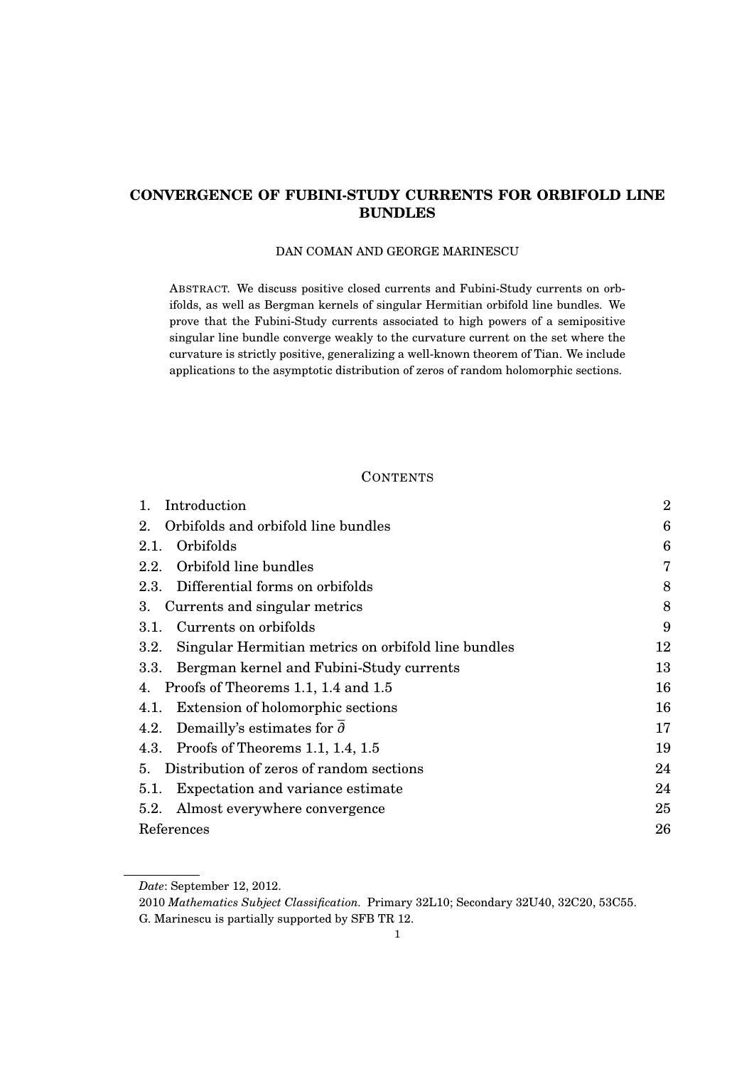# CONVERGENCE OF FUBINI-STUDY CURRENTS FOR ORBIFOLD LINE BUNDLES

DAN COMAN AND GEORGE MARINESCU

ABSTRACT. We discuss positive closed currents and Fubini-Study currents on orbifolds, as well as Bergman kernels of singular Hermitian orbifold line bundles. We prove that the Fubini-Study currents associated to high powers of a semipositive singular line bundle converge weakly to the curvature current on the set where the curvature is strictly positive, generalizing a well-known theorem of Tian. We include applications to the asymptotic distribution of zeros of random holomorphic sections.

## CONTENTS

| | |
|---|---|
| 1. Introduction | 2 |
| 2. Orbifolds and orbifold line bundles | 6 |
| 2.1. Orbifolds | 6 |
| 2.2. Orbifold line bundles | 7 |
| 2.3. Differential forms on orbifolds | 8 |
| 3. Currents and singular metrics | 8 |
| 3.1. Currents on orbifolds | 9 |
| 3.2. Singular Hermitian metrics on orbifold line bundles | 12 |
| 3.3. Bergman kernel and Fubini-Study currents | 13 |
| 4. Proofs of Theorems 1.1, 1.4 and 1.5 | 16 |
| 4.1. Extension of holomorphic sections | 16 |
| 4.2. Demailly's estimates for $\overline{\partial}$ | 17 |
| 4.3. Proofs of Theorems 1.1, 1.4, 1.5 | 19 |
| 5. Distribution of zeros of random sections | 24 |
| 5.1. Expectation and variance estimate | 24 |
| 5.2. Almost everywhere convergence | 25 |
| References | 26 |

---

*Date*: September 12, 2012.

2010 *Mathematics Subject Classification.* Primary 32L10; Secondary 32U40, 32C20, 53C55.

G. Marinescu is partially supported by SFB TR 12.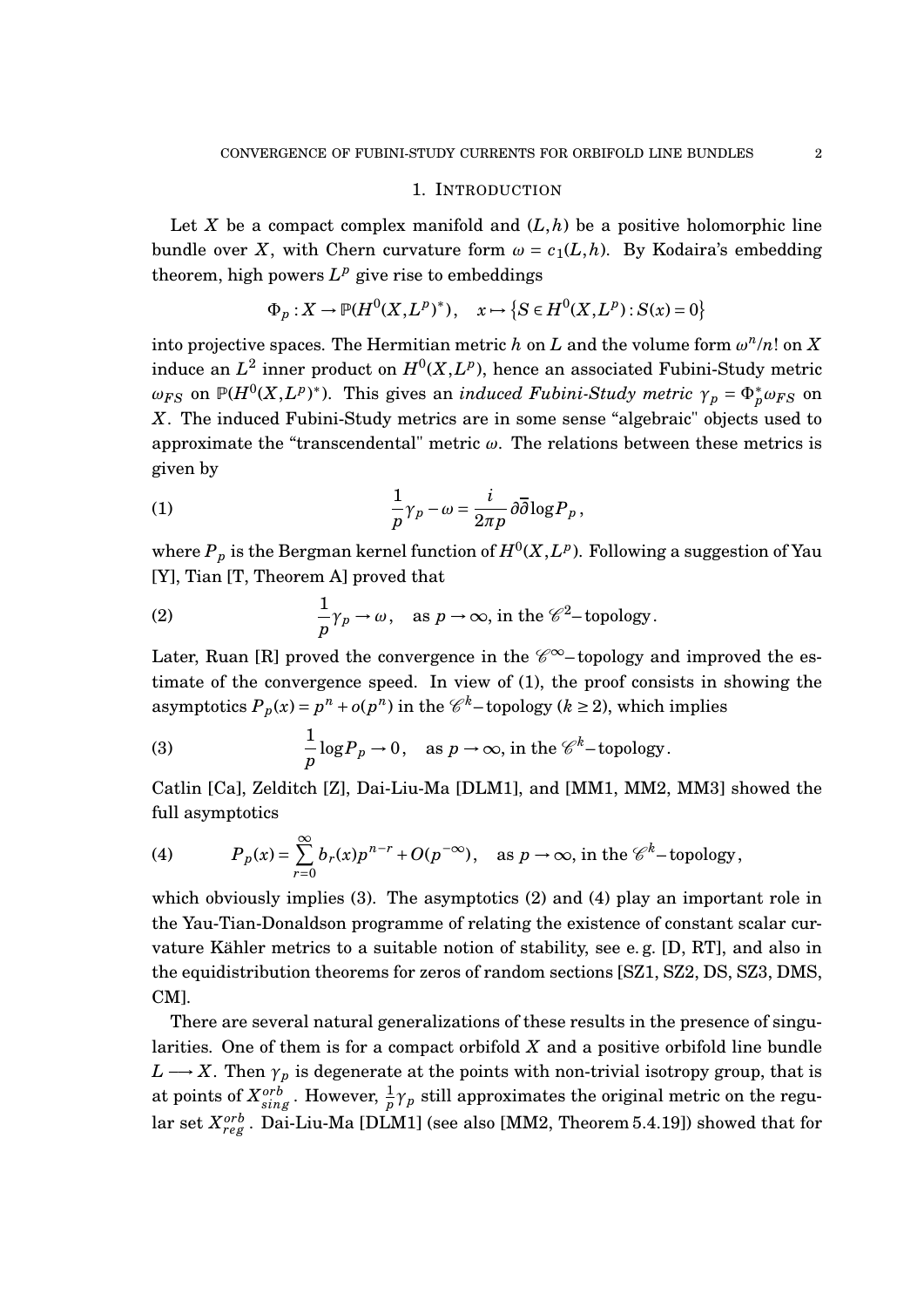## 1. Introduction

Let $X$ be a compact complex manifold and $(L,h)$ be a positive holomorphic line bundle over $X$, with Chern curvature form $\omega = c_1(L,h)$. By Kodaira's embedding theorem, high powers $L^p$ give rise to embeddings

$$\Phi_p : X \to \mathbb{P}(H^0(X,L^p)^*)\,, \quad x \mapsto \{S \in H^0(X,L^p) : S(x) = 0\}$$

into projective spaces. The Hermitian metric $h$ on $L$ and the volume form $\omega^n/n!$ on $X$ induce an $L^2$ inner product on $H^0(X,L^p)$, hence an associated Fubini-Study metric $\omega_{FS}$ on $\mathbb{P}(H^0(X,L^p)^*)$. This gives an *induced Fubini-Study metric* $\gamma_p = \Phi_p^*\omega_{FS}$ on $X$. The induced Fubini-Study metrics are in some sense "algebraic" objects used to approximate the "transcendental" metric $\omega$. The relations between these metrics is given by

$$\frac{1}{p}\gamma_p - \omega = \frac{i}{2\pi p}\partial\overline{\partial}\log P_p\,, \tag{1}$$

where $P_p$ is the Bergman kernel function of $H^0(X,L^p)$. Following a suggestion of Yau [Y], Tian [T, Theorem A] proved that

$$\frac{1}{p}\gamma_p \to \omega\,, \quad \text{as } p \to \infty, \text{ in the } \mathscr{C}^2\text{–topology}. \tag{2}$$

Later, Ruan [R] proved the convergence in the $\mathscr{C}^\infty$–topology and improved the estimate of the convergence speed. In view of (1), the proof consists in showing the asymptotics $P_p(x) = p^n + o(p^n)$ in the $\mathscr{C}^k$–topology ($k \geq 2$), which implies

$$\frac{1}{p}\log P_p \to 0\,, \quad \text{as } p \to \infty, \text{ in the } \mathscr{C}^k\text{–topology}. \tag{3}$$

Catlin [Ca], Zelditch [Z], Dai-Liu-Ma [DLM1], and [MM1, MM2, MM3] showed the full asymptotics

$$P_p(x) = \sum_{r=0}^{\infty} b_r(x)p^{n-r} + O(p^{-\infty})\,, \quad \text{as } p \to \infty, \text{ in the } \mathscr{C}^k\text{–topology}, \tag{4}$$

which obviously implies (3). The asymptotics (2) and (4) play an important role in the Yau-Tian-Donaldson programme of relating the existence of constant scalar curvature Kähler metrics to a suitable notion of stability, see e. g. [D, RT], and also in the equidistribution theorems for zeros of random sections [SZ1, SZ2, DS, SZ3, DMS, CM].

There are several natural generalizations of these results in the presence of singularities. One of them is for a compact orbifold $X$ and a positive orbifold line bundle $L \longrightarrow X$. Then $\gamma_p$ is degenerate at the points with non-trivial isotropy group, that is at points of $X^{orb}_{sing}$. However, $\frac{1}{p}\gamma_p$ still approximates the original metric on the regular set $X^{orb}_{reg}$. Dai-Liu-Ma [DLM1] (see also [MM2, Theorem 5.4.19]) showed that for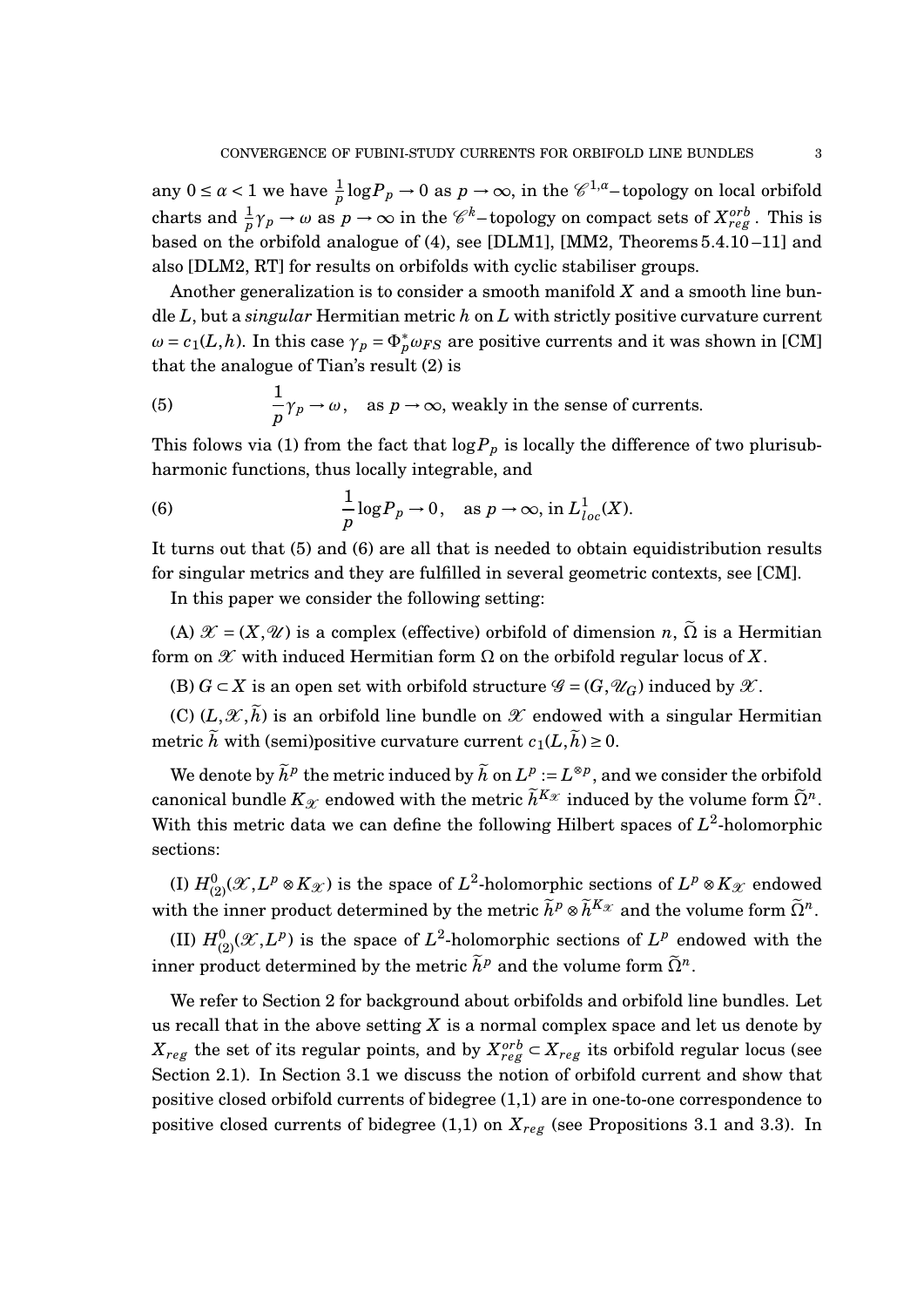any $0 \leq \alpha < 1$ we have $\frac{1}{p}\log P_p \to 0$ as $p \to \infty$, in the $\mathscr{C}^{1,\alpha}$–topology on local orbifold charts and $\frac{1}{p}\gamma_p \to \omega$ as $p \to \infty$ in the $\mathscr{C}^k$–topology on compact sets of $X^{orb}_{reg}$. This is based on the orbifold analogue of (4), see [DLM1], [MM2, Theorems 5.4.10 –11] and also [DLM2, RT] for results on orbifolds with cyclic stabiliser groups.

Another generalization is to consider a smooth manifold $X$ and a smooth line bundle $L$, but a *singular* Hermitian metric $h$ on $L$ with strictly positive curvature current $\omega = c_1(L,h)$. In this case $\gamma_p = \Phi_p^*\omega_{FS}$ are positive currents and it was shown in [CM] that the analogue of Tian's result (2) is

$$\frac{1}{p}\gamma_p \to \omega\,, \quad \text{as } p \to \infty \text{, weakly in the sense of currents.} \tag{5}$$

This folows via (1) from the fact that $\log P_p$ is locally the difference of two plurisubharmonic functions, thus locally integrable, and

$$\frac{1}{p}\log P_p \to 0\,, \quad \text{as } p \to \infty \text{, in } L^1_{loc}(X). \tag{6}$$

It turns out that (5) and (6) are all that is needed to obtain equidistribution results for singular metrics and they are fulfilled in several geometric contexts, see [CM].

In this paper we consider the following setting:

(A) $\mathscr{X} = (X, \mathscr{U})$ is a complex (effective) orbifold of dimension $n$, $\widetilde{\Omega}$ is a Hermitian form on $\mathscr{X}$ with induced Hermitian form $\Omega$ on the orbifold regular locus of $X$.

(B) $G \subset X$ is an open set with orbifold structure $\mathscr{G} = (G, \mathscr{U}_G)$ induced by $\mathscr{X}$.

(C) $(L, \mathscr{X}, \widetilde{h})$ is an orbifold line bundle on $\mathscr{X}$ endowed with a singular Hermitian metric $\widetilde{h}$ with (semi)positive curvature current $c_1(L, \widetilde{h}) \geq 0$.

We denote by $\widetilde{h}^p$ the metric induced by $\widetilde{h}$ on $L^p := L^{\otimes p}$, and we consider the orbifold canonical bundle $K_{\mathscr{X}}$ endowed with the metric $\widetilde{h}^{K_{\mathscr{X}}}$ induced by the volume form $\widetilde{\Omega}^n$. With this metric data we can define the following Hilbert spaces of $L^2$-holomorphic sections:

(I) $H^0_{(2)}(\mathscr{X}, L^p \otimes K_{\mathscr{X}})$ is the space of $L^2$-holomorphic sections of $L^p \otimes K_{\mathscr{X}}$ endowed with the inner product determined by the metric $\widetilde{h}^p \otimes \widetilde{h}^{K_{\mathscr{X}}}$ and the volume form $\widetilde{\Omega}^n$.

(II) $H^0_{(2)}(\mathscr{X}, L^p)$ is the space of $L^2$-holomorphic sections of $L^p$ endowed with the inner product determined by the metric $\widetilde{h}^p$ and the volume form $\widetilde{\Omega}^n$.

We refer to Section 2 for background about orbifolds and orbifold line bundles. Let us recall that in the above setting $X$ is a normal complex space and let us denote by $X_{reg}$ the set of its regular points, and by $X^{orb}_{reg} \subset X_{reg}$ its orbifold regular locus (see Section 2.1). In Section 3.1 we discuss the notion of orbifold current and show that positive closed orbifold currents of bidegree (1,1) are in one-to-one correspondence to positive closed currents of bidegree (1,1) on $X_{reg}$ (see Propositions 3.1 and 3.3). In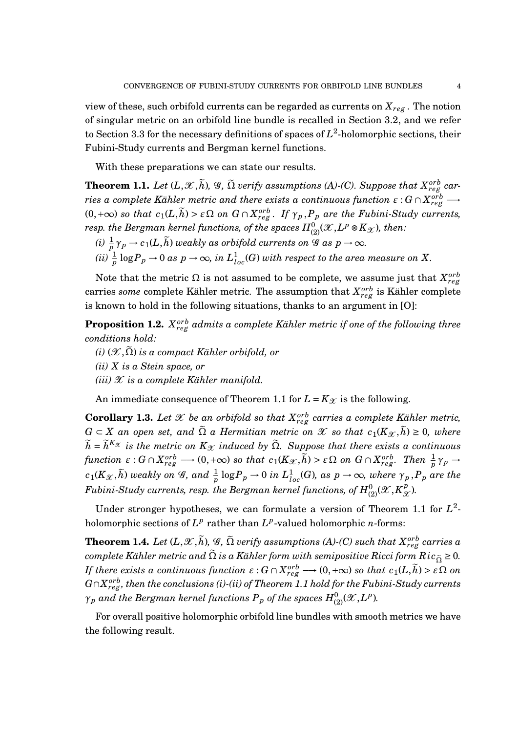view of these, such orbifold currents can be regarded as currents on $X_{reg}$. The notion of singular metric on an orbifold line bundle is recalled in Section 3.2, and we refer to Section 3.3 for the necessary definitions of spaces of $L^2$-holomorphic sections, their Fubini-Study currents and Bergman kernel functions.

With these preparations we can state our results.

**Theorem 1.1.** *Let $(L, \mathscr{X}, \widetilde{h})$, $\mathscr{G}$, $\widetilde{\Omega}$ verify assumptions (A)-(C). Suppose that $X^{orb}_{reg}$ carries a complete Kähler metric and there exists a continuous function $\varepsilon : G \cap X^{orb}_{reg} \longrightarrow (0, +\infty)$ so that $c_1(L, \widetilde{h}) > \varepsilon\,\Omega$ on $G \cap X^{orb}_{reg}$. If $\gamma_p, P_p$ are the Fubini-Study currents, resp. the Bergman kernel functions, of the spaces $H^0_{(2)}(\mathscr{X}, L^p \otimes K_{\mathscr{X}})$, then:*

*(i) $\frac{1}{p}\gamma_p \to c_1(L, \widetilde{h})$ weakly as orbifold currents on $\mathscr{G}$ as $p \to \infty$.*

*(ii) $\frac{1}{p}\log P_p \to 0$ as $p \to \infty$, in $L^1_{loc}(G)$ with respect to the area measure on $X$.*

Note that the metric $\Omega$ is not assumed to be complete, we assume just that $X^{orb}_{reg}$ carries *some* complete Kähler metric. The assumption that $X^{orb}_{reg}$ is Kähler complete is known to hold in the following situations, thanks to an argument in [O]:

**Proposition 1.2.** *$X^{orb}_{reg}$ admits a complete Kähler metric if one of the following three conditions hold:*

*(i) $(\mathscr{X}, \widetilde{\Omega})$ is a compact Kähler orbifold, or*

*(ii) $X$ is a Stein space, or*

*(iii) $\mathscr{X}$ is a complete Kähler manifold.*

An immediate consequence of Theorem 1.1 for $L = K_{\mathscr{X}}$ is the following.

**Corollary 1.3.** *Let $\mathscr{X}$ be an orbifold so that $X^{orb}_{reg}$ carries a complete Kähler metric, $G \subset X$ an open set, and $\widetilde{\Omega}$ a Hermitian metric on $\mathscr{X}$ so that $c_1(K_{\mathscr{X}}, \widetilde{h}) \geq 0$, where $\widetilde{h} = \widetilde{h}^{K_{\mathscr{X}}}$ is the metric on $K_{\mathscr{X}}$ induced by $\widetilde{\Omega}$. Suppose that there exists a continuous function $\varepsilon : G \cap X^{orb}_{reg} \longrightarrow (0, +\infty)$ so that $c_1(K_{\mathscr{X}}, \widetilde{h}) > \varepsilon\,\Omega$ on $G \cap X^{orb}_{reg}$. Then $\frac{1}{p}\gamma_p \to c_1(K_{\mathscr{X}}, \widetilde{h})$ weakly on $\mathscr{G}$, and $\frac{1}{p}\log P_p \to 0$ in $L^1_{loc}(G)$, as $p \to \infty$, where $\gamma_p, P_p$ are the Fubini-Study currents, resp. the Bergman kernel functions, of $H^0_{(2)}(\mathscr{X}, K^p_{\mathscr{X}})$.*

Under stronger hypotheses, we can formulate a version of Theorem 1.1 for $L^2$-holomorphic sections of $L^p$ rather than $L^p$-valued holomorphic $n$-forms:

**Theorem 1.4.** *Let $(L, \mathscr{X}, \widetilde{h})$, $\mathscr{G}$, $\widetilde{\Omega}$ verify assumptions (A)-(C) such that $X^{orb}_{reg}$ carries a complete Kähler metric and $\widetilde{\Omega}$ is a Kähler form with semipositive Ricci form $Ric_{\widetilde{\Omega}} \geq 0$. If there exists a continuous function $\varepsilon : G \cap X^{orb}_{reg} \longrightarrow (0, +\infty)$ so that $c_1(L, \widetilde{h}) > \varepsilon\,\Omega$ on $G \cap X^{orb}_{reg}$, then the conclusions (i)-(ii) of Theorem 1.1 hold for the Fubini-Study currents $\gamma_p$ and the Bergman kernel functions $P_p$ of the spaces $H^0_{(2)}(\mathscr{X}, L^p)$.*

For overall positive holomorphic orbifold line bundles with smooth metrics we have the following result.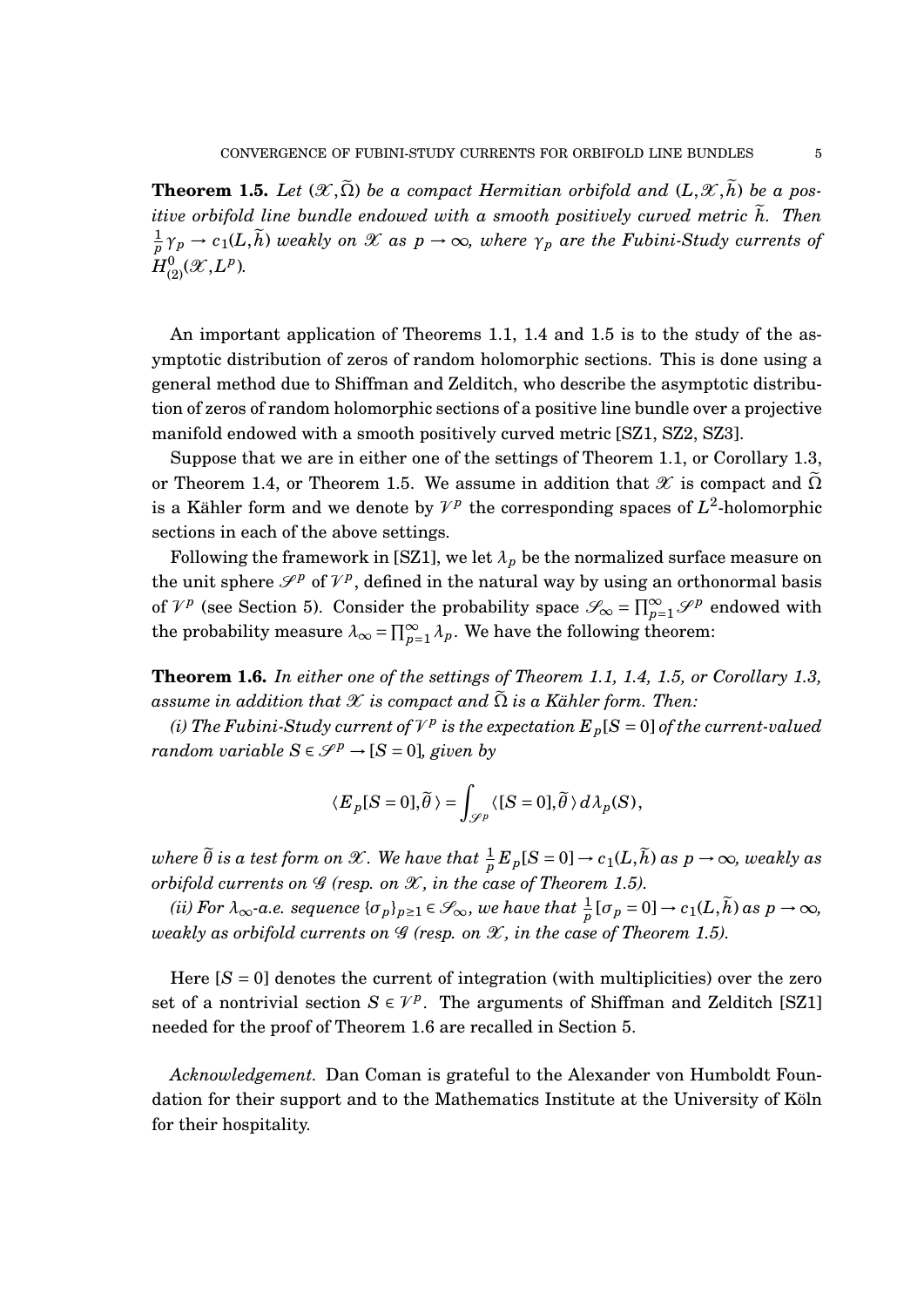**Theorem 1.5.** *Let $(\mathscr{X},\widetilde{\Omega})$ be a compact Hermitian orbifold and $(L,\mathscr{X},\widetilde{h})$ be a positive orbifold line bundle endowed with a smooth positively curved metric $\widetilde{h}$. Then $\frac{1}{p}\gamma_p \to c_1(L,\widetilde{h})$ weakly on $\mathscr{X}$ as $p\to\infty$, where $\gamma_p$ are the Fubini-Study currents of $H^0_{(2)}(\mathscr{X},L^p)$.*

An important application of Theorems 1.1, 1.4 and 1.5 is to the study of the asymptotic distribution of zeros of random holomorphic sections. This is done using a general method due to Shiffman and Zelditch, who describe the asymptotic distribution of zeros of random holomorphic sections of a positive line bundle over a projective manifold endowed with a smooth positively curved metric [SZ1, SZ2, SZ3].

Suppose that we are in either one of the settings of Theorem 1.1, or Corollary 1.3, or Theorem 1.4, or Theorem 1.5. We assume in addition that $\mathscr{X}$ is compact and $\widetilde{\Omega}$ is a Kähler form and we denote by $\mathscr{V}^p$ the corresponding spaces of $L^2$-holomorphic sections in each of the above settings.

Following the framework in [SZ1], we let $\lambda_p$ be the normalized surface measure on the unit sphere $\mathscr{S}^p$ of $\mathscr{V}^p$, defined in the natural way by using an orthonormal basis of $\mathscr{V}^p$ (see Section 5). Consider the probability space $\mathscr{S}_\infty = \prod_{p=1}^\infty \mathscr{S}^p$ endowed with the probability measure $\lambda_\infty = \prod_{p=1}^\infty \lambda_p$. We have the following theorem:

**Theorem 1.6.** *In either one of the settings of Theorem 1.1, 1.4, 1.5, or Corollary 1.3, assume in addition that $\mathscr{X}$ is compact and $\widetilde{\Omega}$ is a Kähler form. Then:*

*(i) The Fubini-Study current of $\mathscr{V}^p$ is the expectation $E_p[S=0]$ of the current-valued random variable $S\in\mathscr{S}^p \to [S=0]$, given by*

$$\langle E_p[S=0],\widetilde{\theta}\,\rangle = \int_{\mathscr{S}^p} \langle [S=0],\widetilde{\theta}\,\rangle\, d\lambda_p(S),$$

*where $\widetilde{\theta}$ is a test form on $\mathscr{X}$. We have that $\frac{1}{p}E_p[S=0]\to c_1(L,\widetilde{h})$ as $p\to\infty$, weakly as orbifold currents on $\mathscr{G}$ (resp. on $\mathscr{X}$, in the case of Theorem 1.5).*

*(ii) For $\lambda_\infty$-a.e. sequence $\{\sigma_p\}_{p\geq 1}\in\mathscr{S}_\infty$, we have that $\frac{1}{p}[\sigma_p=0]\to c_1(L,\widetilde{h})$ as $p\to\infty$, weakly as orbifold currents on $\mathscr{G}$ (resp. on $\mathscr{X}$, in the case of Theorem 1.5).*

Here $[S=0]$ denotes the current of integration (with multiplicities) over the zero set of a nontrivial section $S\in\mathscr{V}^p$. The arguments of Shiffman and Zelditch [SZ1] needed for the proof of Theorem 1.6 are recalled in Section 5.

*Acknowledgement.* Dan Coman is grateful to the Alexander von Humboldt Foundation for their support and to the Mathematics Institute at the University of Köln for their hospitality.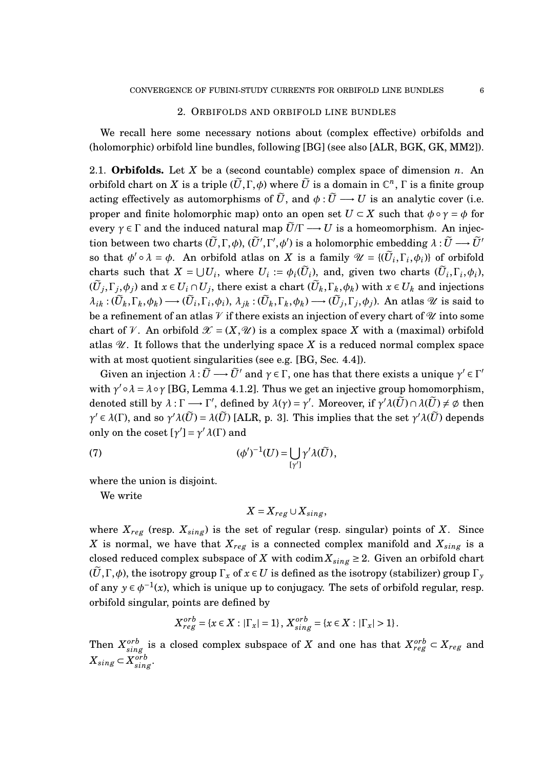## 2. Orbifolds and orbifold line bundles

We recall here some necessary notions about (complex effective) orbifolds and (holomorphic) orbifold line bundles, following [BG] (see also [ALR, BGK, GK, MM2]).

2.1. **Orbifolds.** Let $X$ be a (second countable) complex space of dimension $n$. An orbifold chart on $X$ is a triple $(\widetilde{U}, \Gamma, \phi)$ where $\widetilde{U}$ is a domain in $\mathbb{C}^n$, $\Gamma$ is a finite group acting effectively as automorphisms of $\widetilde{U}$, and $\phi : \widetilde{U} \longrightarrow U$ is an analytic cover (i.e. proper and finite holomorphic map) onto an open set $U \subset X$ such that $\phi \circ \gamma = \phi$ for every $\gamma \in \Gamma$ and the induced natural map $\widetilde{U}/\Gamma \longrightarrow U$ is a homeomorphism. An injection between two charts $(\widetilde{U}, \Gamma, \phi)$, $(\widetilde{U}', \Gamma', \phi')$ is a holomorphic embedding $\lambda : \widetilde{U} \longrightarrow \widetilde{U}'$ so that $\phi' \circ \lambda = \phi$. An orbifold atlas on $X$ is a family $\mathscr{U} = \{(\widetilde{U}_i, \Gamma_i, \phi_i)\}$ of orbifold charts such that $X = \bigcup U_i$, where $U_i := \phi_i(\widetilde{U}_i)$, and, given two charts $(\widetilde{U}_i, \Gamma_i, \phi_i)$, $(\widetilde{U}_j, \Gamma_j, \phi_j)$ and $x \in U_i \cap U_j$, there exist a chart $(\widetilde{U}_k, \Gamma_k, \phi_k)$ with $x \in U_k$ and injections $\lambda_{ik} : (\widetilde{U}_k, \Gamma_k, \phi_k) \longrightarrow (\widetilde{U}_i, \Gamma_i, \phi_i)$, $\lambda_{jk} : (\widetilde{U}_k, \Gamma_k, \phi_k) \longrightarrow (\widetilde{U}_j, \Gamma_j, \phi_j)$. An atlas $\mathscr{U}$ is said to be a refinement of an atlas $\mathscr{V}$ if there exists an injection of every chart of $\mathscr{U}$ into some chart of $\mathscr{V}$. An orbifold $\mathscr{X} = (X, \mathscr{U})$ is a complex space $X$ with a (maximal) orbifold atlas $\mathscr{U}$. It follows that the underlying space $X$ is a reduced normal complex space with at most quotient singularities (see e.g. [BG, Sec. 4.4]).

Given an injection $\lambda : \widetilde{U} \longrightarrow \widetilde{U}'$ and $\gamma \in \Gamma$, one has that there exists a unique $\gamma' \in \Gamma'$ with $\gamma' \circ \lambda = \lambda \circ \gamma$ [BG, Lemma 4.1.2]. Thus we get an injective group homomorphism, denoted still by $\lambda : \Gamma \longrightarrow \Gamma'$, defined by $\lambda(\gamma) = \gamma'$. Moreover, if $\gamma' \lambda(\widetilde{U}) \cap \lambda(\widetilde{U}) \neq \emptyset$ then $\gamma' \in \lambda(\Gamma)$, and so $\gamma' \lambda(\widetilde{U}) = \lambda(\widetilde{U})$ [ALR, p. 3]. This implies that the set $\gamma' \lambda(\widetilde{U})$ depends only on the coset $[\gamma'] = \gamma' \lambda(\Gamma)$ and

$$(\phi')^{-1}(U) = \bigcup_{[\gamma']} \gamma' \lambda(\widetilde{U}), \tag{7}$$

where the union is disjoint.

We write

$$X = X_{reg} \cup X_{sing},$$

where $X_{reg}$ (resp. $X_{sing}$) is the set of regular (resp. singular) points of $X$. Since $X$ is normal, we have that $X_{reg}$ is a connected complex manifold and $X_{sing}$ is a closed reduced complex subspace of $X$ with $\operatorname{codim} X_{sing} \geq 2$. Given an orbifold chart $(\widetilde{U}, \Gamma, \phi)$, the isotropy group $\Gamma_x$ of $x \in U$ is defined as the isotropy (stabilizer) group $\Gamma_y$ of any $y \in \phi^{-1}(x)$, which is unique up to conjugacy. The sets of orbifold regular, resp. orbifold singular, points are defined by

$$X^{orb}_{reg} = \{x \in X : |\Gamma_x| = 1\}, \; X^{orb}_{sing} = \{x \in X : |\Gamma_x| > 1\}.$$

Then $X^{orb}_{sing}$ is a closed complex subspace of $X$ and one has that $X^{orb}_{reg} \subset X_{reg}$ and $X_{sing} \subset X^{orb}_{sing}$.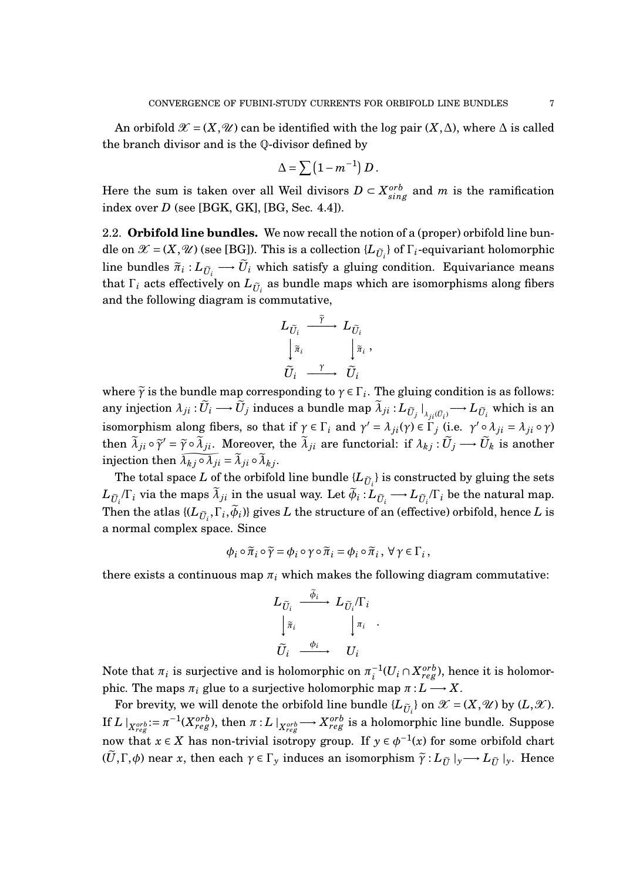An orbifold $\mathscr{X} = (X, \mathscr{U})$ can be identified with the log pair $(X, \Delta)$, where $\Delta$ is called the branch divisor and is the $\mathbb{Q}$-divisor defined by

$$\Delta = \sum \left(1 - m^{-1}\right) D \, .$$

Here the sum is taken over all Weil divisors $D \subset X^{orb}_{sing}$ and $m$ is the ramification index over $D$ (see [BGK, GK], [BG, Sec. 4.4]).

2.2. **Orbifold line bundles.** We now recall the notion of a (proper) orbifold line bundle on $\mathscr{X} = (X, \mathscr{U})$ (see [BG]). This is a collection $\{L_{\widetilde{U}_i}\}$ of $\Gamma_i$-equivariant holomorphic line bundles $\widetilde{\pi}_i : L_{\widetilde{U}_i} \longrightarrow \widetilde{U}_i$ which satisfy a gluing condition. Equivariance means that $\Gamma_i$ acts effectively on $L_{\widetilde{U}_i}$ as bundle maps which are isomorphisms along fibers and the following diagram is commutative,

$$\begin{array}{ccc} L_{\widetilde{U}_i} & \xrightarrow{\ \widetilde{\gamma}\ } & L_{\widetilde{U}_i} \\ \big\downarrow {\scriptstyle \widetilde{\pi}_i} & & \big\downarrow {\scriptstyle \widetilde{\pi}_i} \\ \widetilde{U}_i & \xrightarrow{\ \gamma\ } & \widetilde{U}_i \end{array} ,$$

where $\widetilde{\gamma}$ is the bundle map corresponding to $\gamma \in \Gamma_i$. The gluing condition is as follows: any injection $\lambda_{ji} : \widetilde{U}_i \longrightarrow \widetilde{U}_j$ induces a bundle map $\widetilde{\lambda}_{ji} : L_{\widetilde{U}_j} \mid_{\lambda_{ji}(\widetilde{U}_i)} \longrightarrow L_{\widetilde{U}_i}$ which is an isomorphism along fibers, so that if $\gamma \in \Gamma_i$ and $\gamma' = \lambda_{ji}(\gamma) \in \Gamma_j$ (i.e. $\gamma' \circ \lambda_{ji} = \lambda_{ji} \circ \gamma$) then $\widetilde{\lambda}_{ji} \circ \widetilde{\gamma}' = \widetilde{\gamma} \circ \widetilde{\lambda}_{ji}$. Moreover, the $\widetilde{\lambda}_{ji}$ are functorial: if $\lambda_{kj} : \widetilde{U}_j \longrightarrow \widetilde{U}_k$ is another injection then $\widetilde{\lambda_{kj} \circ \lambda_{ji}} = \widetilde{\lambda}_{ji} \circ \widetilde{\lambda}_{kj}$.

The total space $L$ of the orbifold line bundle $\{L_{\widetilde{U}_i}\}$ is constructed by gluing the sets $L_{\widetilde{U}_i}/\Gamma_i$ via the maps $\widetilde{\lambda}_{ji}$ in the usual way. Let $\widetilde{\phi}_i : L_{\widetilde{U}_i} \longrightarrow L_{\widetilde{U}_i}/\Gamma_i$ be the natural map. Then the atlas $\{(L_{\widetilde{U}_i}, \Gamma_i, \widetilde{\phi}_i)\}$ gives $L$ the structure of an (effective) orbifold, hence $L$ is a normal complex space. Since

$$\phi_i \circ \widetilde{\pi}_i \circ \widetilde{\gamma} = \phi_i \circ \gamma \circ \widetilde{\pi}_i = \phi_i \circ \widetilde{\pi}_i \, , \ \forall \, \gamma \in \Gamma_i \, ,$$

there exists a continuous map $\pi_i$ which makes the following diagram commutative:

$$\begin{array}{ccc} L_{\widetilde{U}_i} & \xrightarrow{\ \widetilde{\phi}_i\ } & L_{\widetilde{U}_i}/\Gamma_i \\ \big\downarrow {\scriptstyle \widetilde{\pi}_i} & & \big\downarrow {\scriptstyle \pi_i} \\ \widetilde{U}_i & \xrightarrow{\ \phi_i\ } & U_i \end{array} .$$

Note that $\pi_i$ is surjective and is holomorphic on $\pi_i^{-1}(U_i \cap X^{orb}_{reg})$, hence it is holomorphic. The maps $\pi_i$ glue to a surjective holomorphic map $\pi : L \longrightarrow X$.

For brevity, we will denote the orbifold line bundle $\{L_{\widetilde{U}_i}\}$ on $\mathscr{X} = (X, \mathscr{U})$ by $(L, \mathscr{X})$. If $L \mid_{X^{orb}_{reg}} := \pi^{-1}(X^{orb}_{reg})$, then $\pi : L \mid_{X^{orb}_{reg}} \longrightarrow X^{orb}_{reg}$ is a holomorphic line bundle. Suppose now that $x \in X$ has non-trivial isotropy group. If $y \in \phi^{-1}(x)$ for some orbifold chart $(\widetilde{U}, \Gamma, \phi)$ near $x$, then each $\gamma \in \Gamma_y$ induces an isomorphism $\widetilde{\gamma} : L_{\widetilde{U}} \mid_y \longrightarrow L_{\widetilde{U}} \mid_y$. Hence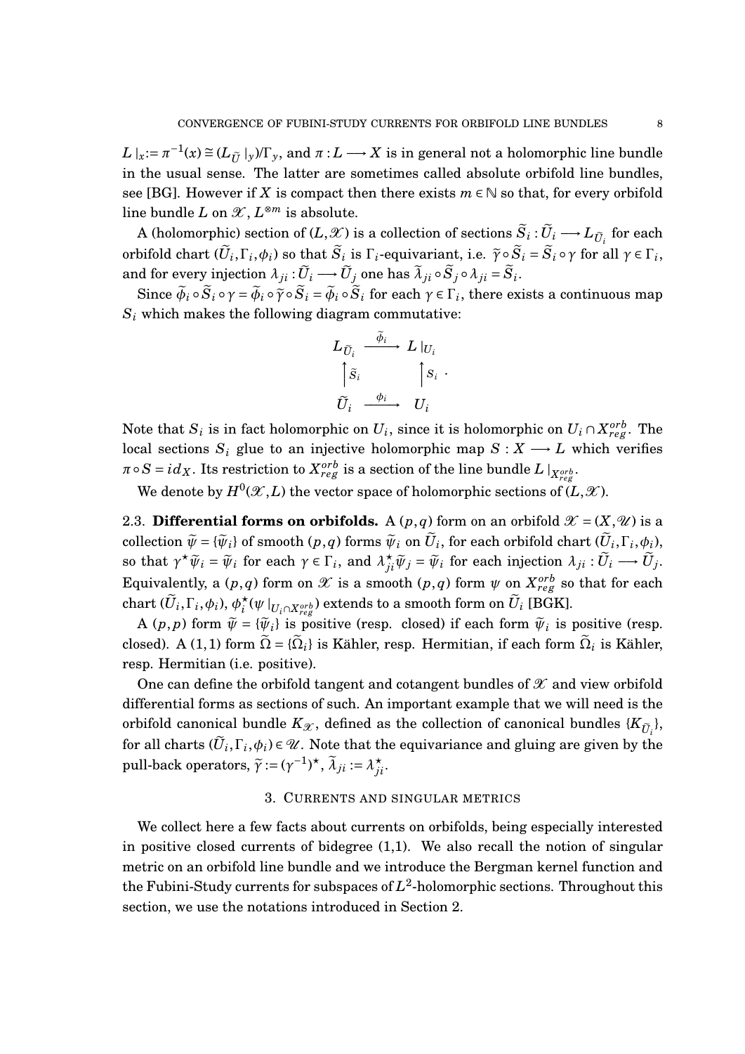$L|_x := \pi^{-1}(x) \cong (L_{\widetilde{U}}|_y)/\Gamma_y$, and $\pi : L \longrightarrow X$ is in general not a holomorphic line bundle in the usual sense. The latter are sometimes called absolute orbifold line bundles, see [BG]. However if $X$ is compact then there exists $m \in \mathbb{N}$ so that, for every orbifold line bundle $L$ on $\mathscr{X}$, $L^{\otimes m}$ is absolute.

A (holomorphic) section of $(L, \mathscr{X})$ is a collection of sections $\widetilde{S}_i : \widetilde{U}_i \longrightarrow L_{\widetilde{U}_i}$ for each orbifold chart $(\widetilde{U}_i, \Gamma_i, \phi_i)$ so that $\widetilde{S}_i$ is $\Gamma_i$-equivariant, i.e. $\widetilde{\gamma} \circ \widetilde{S}_i = \widetilde{S}_i \circ \gamma$ for all $\gamma \in \Gamma_i$, and for every injection $\lambda_{ji} : \widetilde{U}_i \longrightarrow \widetilde{U}_j$ one has $\widetilde{\lambda}_{ji} \circ \widetilde{S}_j \circ \lambda_{ji} = \widetilde{S}_i$.

Since $\widetilde{\phi}_i \circ \widetilde{S}_i \circ \gamma = \widetilde{\phi}_i \circ \widetilde{\gamma} \circ \widetilde{S}_i = \widetilde{\phi}_i \circ \widetilde{S}_i$ for each $\gamma \in \Gamma_i$, there exists a continuous map $S_i$ which makes the following diagram commutative:

$$\begin{array}{ccc} L_{\widetilde{U}_i} & \xrightarrow{\ \widetilde{\phi}_i\ } & L|_{U_i} \\ \uparrow \widetilde{S}_i & & \uparrow S_i \\ \widetilde{U}_i & \xrightarrow{\ \phi_i\ } & U_i \end{array} .$$

Note that $S_i$ is in fact holomorphic on $U_i$, since it is holomorphic on $U_i \cap X^{orb}_{reg}$. The local sections $S_i$ glue to an injective holomorphic map $S : X \longrightarrow L$ which verifies $\pi \circ S = id_X$. Its restriction to $X^{orb}_{reg}$ is a section of the line bundle $L|_{X^{orb}_{reg}}$.

We denote by $H^0(\mathscr{X}, L)$ the vector space of holomorphic sections of $(L, \mathscr{X})$.

2.3. **Differential forms on orbifolds.** A $(p,q)$ form on an orbifold $\mathscr{X} = (X, \mathscr{U})$ is a collection $\widetilde{\psi} = \{\widetilde{\psi}_i\}$ of smooth $(p,q)$ forms $\widetilde{\psi}_i$ on $\widetilde{U}_i$, for each orbifold chart $(\widetilde{U}_i, \Gamma_i, \phi_i)$, so that $\gamma^\star \widetilde{\psi}_i = \widetilde{\psi}_i$ for each $\gamma \in \Gamma_i$, and $\lambda^\star_{ji} \widetilde{\psi}_j = \widetilde{\psi}_i$ for each injection $\lambda_{ji} : \widetilde{U}_i \longrightarrow \widetilde{U}_j$. Equivalently, a $(p,q)$ form on $\mathscr{X}$ is a smooth $(p,q)$ form $\psi$ on $X^{orb}_{reg}$ so that for each chart $(\widetilde{U}_i, \Gamma_i, \phi_i)$, $\phi_i^\star(\psi|_{U_i \cap X^{orb}_{reg}})$ extends to a smooth form on $\widetilde{U}_i$ [BGK].

A $(p,p)$ form $\widetilde{\psi} = \{\widetilde{\psi}_i\}$ is positive (resp. closed) if each form $\widetilde{\psi}_i$ is positive (resp. closed). A $(1,1)$ form $\widetilde{\Omega} = \{\widetilde{\Omega}_i\}$ is Kähler, resp. Hermitian, if each form $\widetilde{\Omega}_i$ is Kähler, resp. Hermitian (i.e. positive).

One can define the orbifold tangent and cotangent bundles of $\mathscr{X}$ and view orbifold differential forms as sections of such. An important example that we will need is the orbifold canonical bundle $K_{\mathscr{X}}$, defined as the collection of canonical bundles $\{K_{\widetilde{U}_i}\}$, for all charts $(\widetilde{U}_i, \Gamma_i, \phi_i) \in \mathscr{U}$. Note that the equivariance and gluing are given by the pull-back operators, $\widetilde{\gamma} := (\gamma^{-1})^\star$, $\widetilde{\lambda}_{ji} := \lambda^\star_{ji}$.

## 3. Currents and singular metrics

We collect here a few facts about currents on orbifolds, being especially interested in positive closed currents of bidegree (1,1). We also recall the notion of singular metric on an orbifold line bundle and we introduce the Bergman kernel function and the Fubini-Study currents for subspaces of $L^2$-holomorphic sections. Throughout this section, we use the notations introduced in Section 2.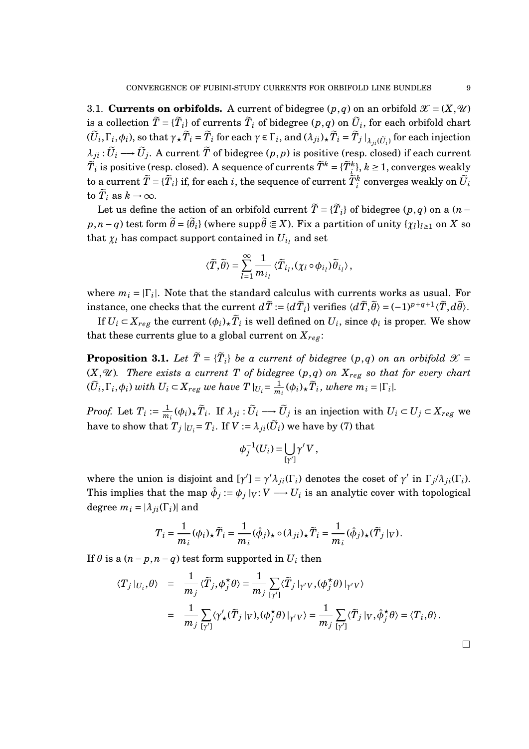3.1. **Currents on orbifolds.** A current of bidegree $(p,q)$ on an orbifold $\mathscr{X} = (X, \mathscr{U})$ is a collection $\widetilde{T} = \{\widetilde{T}_i\}$ of currents $\widetilde{T}_i$ of bidegree $(p,q)$ on $\widetilde{U}_i$, for each orbifold chart $(\widetilde{U}_i, \Gamma_i, \phi_i)$, so that $\gamma_\star \widetilde{T}_i = \widetilde{T}_i$ for each $\gamma \in \Gamma_i$, and $(\lambda_{ji})_\star \widetilde{T}_i = \widetilde{T}_j \,|_{\lambda_{ji}(\widetilde{U}_i)}$ for each injection $\lambda_{ji} : \widetilde{U}_i \longrightarrow \widetilde{U}_j$. A current $\widetilde{T}$ of bidegree $(p,p)$ is positive (resp. closed) if each current $\widetilde{T}_i$ is positive (resp. closed). A sequence of currents $\widetilde{T}^k = \{\widetilde{T}^k_i\}$, $k \geq 1$, converges weakly to a current $\widetilde{T} = \{\widetilde{T}_i\}$ if, for each $i$, the sequence of current $\widetilde{T}^k_i$ converges weakly on $\widetilde{U}_i$ to $\widetilde{T}_i$ as $k \to \infty$.

Let us define the action of an orbifold current $\widetilde{T} = \{\widetilde{T}_i\}$ of bidegree $(p,q)$ on a $(n-p, n-q)$ test form $\widetilde{\theta} = \{\widetilde{\theta}_i\}$ (where $\operatorname{supp} \widetilde{\theta} \Subset X$). Fix a partition of unity $\{\chi_l\}_{l \geq 1}$ on $X$ so that $\chi_l$ has compact support contained in $U_{i_l}$ and set

$$\langle \widetilde{T}, \widetilde{\theta} \rangle = \sum_{l=1}^{\infty} \frac{1}{m_{i_l}} \langle \widetilde{T}_{i_l}, (\chi_l \circ \phi_{i_l}) \widetilde{\theta}_{i_l} \rangle ,$$

where $m_i = |\Gamma_i|$. Note that the standard calculus with currents works as usual. For instance, one checks that the current $d\widetilde{T} := \{d\widetilde{T}_i\}$ verifies $\langle d\widetilde{T}, \widetilde{\theta} \rangle = (-1)^{p+q+1} \langle \widetilde{T}, d\widetilde{\theta} \rangle$.

If $U_i \subset X_{reg}$ the current $(\phi_i)_\star \widetilde{T}_i$ is well defined on $U_i$, since $\phi_i$ is proper. We show that these currents glue to a global current on $X_{reg}$:

**Proposition 3.1.** *Let $\widetilde{T} = \{\widetilde{T}_i\}$ be a current of bidegree $(p,q)$ on an orbifold $\mathscr{X} = (X, \mathscr{U})$. There exists a current $T$ of bidegree $(p,q)$ on $X_{reg}$ so that for every chart $(\widetilde{U}_i, \Gamma_i, \phi_i)$ with $U_i \subset X_{reg}$ we have $T\,|_{U_i} = \frac{1}{m_i} (\phi_i)_\star \widetilde{T}_i$, where $m_i = |\Gamma_i|$.*

*Proof.* Let $T_i := \frac{1}{m_i} (\phi_i)_\star \widetilde{T}_i$. If $\lambda_{ji} : \widetilde{U}_i \longrightarrow \widetilde{U}_j$ is an injection with $U_i \subset U_j \subset X_{reg}$ we have to show that $T_j\,|_{U_i} = T_i$. If $V := \lambda_{ji}(\widetilde{U}_i)$ we have by (7) that

$$\phi_j^{-1}(U_i) = \bigcup_{[\gamma']} \gamma' V ,$$

where the union is disjoint and $[\gamma'] = \gamma' \lambda_{ji}(\Gamma_i)$ denotes the coset of $\gamma'$ in $\Gamma_j / \lambda_{ji}(\Gamma_i)$. This implies that the map $\hat{\phi}_j := \phi_j\,|_V : V \longrightarrow U_i$ is an analytic cover with topological degree $m_i = |\lambda_{ji}(\Gamma_i)|$ and

$$T_i = \frac{1}{m_i} (\phi_i)_\star \widetilde{T}_i = \frac{1}{m_i} (\hat{\phi}_j)_\star \circ (\lambda_{ji})_\star \widetilde{T}_i = \frac{1}{m_i} (\hat{\phi}_j)_\star (\widetilde{T}_j\,|_V) .$$

If $\theta$ is a $(n-p, n-q)$ test form supported in $U_i$ then

$$\begin{aligned}
\langle T_j\,|_{U_i}, \theta \rangle &= \frac{1}{m_j} \langle \widetilde{T}_j, \phi_j^\star \theta \rangle = \frac{1}{m_j} \sum_{[\gamma']} \langle \widetilde{T}_j\,|_{\gamma' V}, (\phi_j^\star \theta)\,|_{\gamma' V} \rangle \\
&= \frac{1}{m_j} \sum_{[\gamma']} \langle \gamma'_\star (\widetilde{T}_j\,|_V), (\phi_j^\star \theta)\,|_{\gamma' V} \rangle = \frac{1}{m_j} \sum_{[\gamma']} \langle \widetilde{T}_j\,|_V, \hat{\phi}_j^\star \theta \rangle = \langle T_i, \theta \rangle .
\end{aligned}$$

$\square$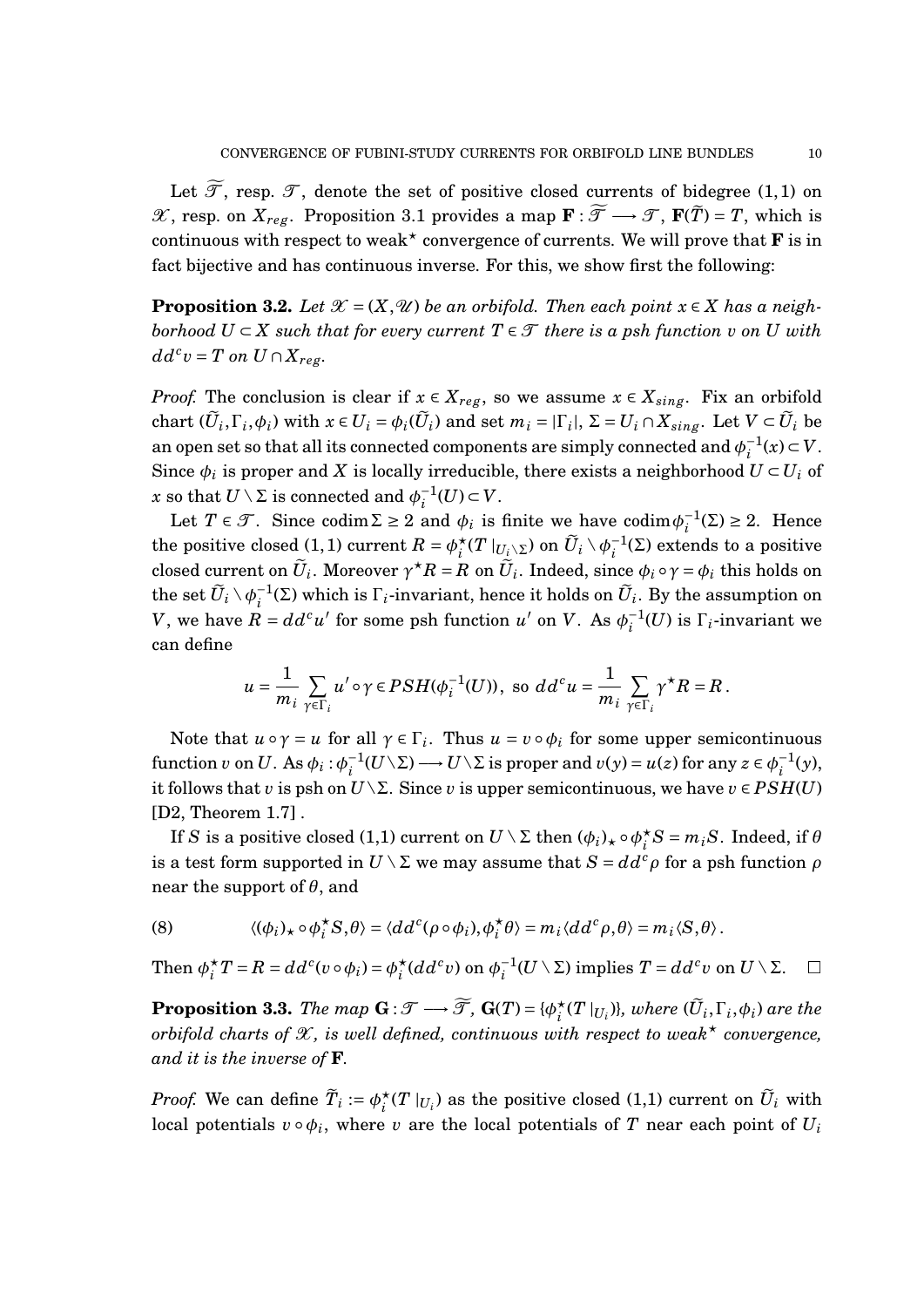Let $\widetilde{\mathcal{T}}$, resp. $\mathcal{T}$, denote the set of positive closed currents of bidegree $(1,1)$ on $\mathcal{X}$, resp. on $X_{reg}$. Proposition 3.1 provides a map $\mathbf{F} : \widetilde{\mathcal{T}} \longrightarrow \mathcal{T}$, $\mathbf{F}(\widetilde{T}) = T$, which is continuous with respect to weak$^\star$ convergence of currents. We will prove that $\mathbf{F}$ is in fact bijective and has continuous inverse. For this, we show first the following:

**Proposition 3.2.** *Let $\mathcal{X} = (X, \mathcal{U})$ be an orbifold. Then each point $x \in X$ has a neighborhood $U \subset X$ such that for every current $T \in \mathcal{T}$ there is a psh function $v$ on $U$ with $dd^c v = T$ on $U \cap X_{reg}$.*

*Proof.* The conclusion is clear if $x \in X_{reg}$, so we assume $x \in X_{sing}$. Fix an orbifold chart $(\widetilde{U}_i, \Gamma_i, \phi_i)$ with $x \in U_i = \phi_i(\widetilde{U}_i)$ and set $m_i = |\Gamma_i|$, $\Sigma = U_i \cap X_{sing}$. Let $V \subset \widetilde{U}_i$ be an open set so that all its connected components are simply connected and $\phi_i^{-1}(x) \subset V$. Since $\phi_i$ is proper and $X$ is locally irreducible, there exists a neighborhood $U \subset U_i$ of $x$ so that $U \setminus \Sigma$ is connected and $\phi_i^{-1}(U) \subset V$.

Let $T \in \mathcal{T}$. Since $\operatorname{codim} \Sigma \geq 2$ and $\phi_i$ is finite we have $\operatorname{codim} \phi_i^{-1}(\Sigma) \geq 2$. Hence the positive closed $(1,1)$ current $R = \phi_i^\star(T\,|_{U_i \setminus \Sigma})$ on $\widetilde{U}_i \setminus \phi_i^{-1}(\Sigma)$ extends to a positive closed current on $\widetilde{U}_i$. Moreover $\gamma^\star R = R$ on $\widetilde{U}_i$. Indeed, since $\phi_i \circ \gamma = \phi_i$ this holds on the set $\widetilde{U}_i \setminus \phi_i^{-1}(\Sigma)$ which is $\Gamma_i$-invariant, hence it holds on $\widetilde{U}_i$. By the assumption on $V$, we have $R = dd^c u'$ for some psh function $u'$ on $V$. As $\phi_i^{-1}(U)$ is $\Gamma_i$-invariant we can define

$$u = \frac{1}{m_i} \sum_{\gamma \in \Gamma_i} u' \circ \gamma \in PSH(\phi_i^{-1}(U)), \text{ so } dd^c u = \frac{1}{m_i} \sum_{\gamma \in \Gamma_i} \gamma^\star R = R\,.$$

Note that $u \circ \gamma = u$ for all $\gamma \in \Gamma_i$. Thus $u = v \circ \phi_i$ for some upper semicontinuous function $v$ on $U$. As $\phi_i : \phi_i^{-1}(U \setminus \Sigma) \longrightarrow U \setminus \Sigma$ is proper and $v(y) = u(z)$ for any $z \in \phi_i^{-1}(y)$, it follows that $v$ is psh on $U \setminus \Sigma$. Since $v$ is upper semicontinuous, we have $v \in PSH(U)$ [D2, Theorem 1.7] .

If $S$ is a positive closed (1,1) current on $U \setminus \Sigma$ then $(\phi_i)_\star \circ \phi_i^\star S = m_i S$. Indeed, if $\theta$ is a test form supported in $U \setminus \Sigma$ we may assume that $S = dd^c \rho$ for a psh function $\rho$ near the support of $\theta$, and

$$\langle (\phi_i)_\star \circ \phi_i^\star S, \theta \rangle = \langle dd^c(\rho \circ \phi_i), \phi_i^\star \theta \rangle = m_i \langle dd^c \rho, \theta \rangle = m_i \langle S, \theta \rangle\,. \tag{8}$$

Then $\phi_i^\star T = R = dd^c(v \circ \phi_i) = \phi_i^\star(dd^c v)$ on $\phi_i^{-1}(U \setminus \Sigma)$ implies $T = dd^c v$ on $U \setminus \Sigma$. $\square$

**Proposition 3.3.** *The map $\mathbf{G} : \mathcal{T} \longrightarrow \widetilde{\mathcal{T}}$, $\mathbf{G}(T) = \{\phi_i^\star(T\,|_{U_i})\}$, where $(\widetilde{U}_i, \Gamma_i, \phi_i)$ are the orbifold charts of $\mathcal{X}$, is well defined, continuous with respect to weak$^\star$ convergence, and it is the inverse of $\mathbf{F}$.*

*Proof.* We can define $\widetilde{T}_i := \phi_i^\star(T\,|_{U_i})$ as the positive closed (1,1) current on $\widetilde{U}_i$ with local potentials $v \circ \phi_i$, where $v$ are the local potentials of $T$ near each point of $U_i$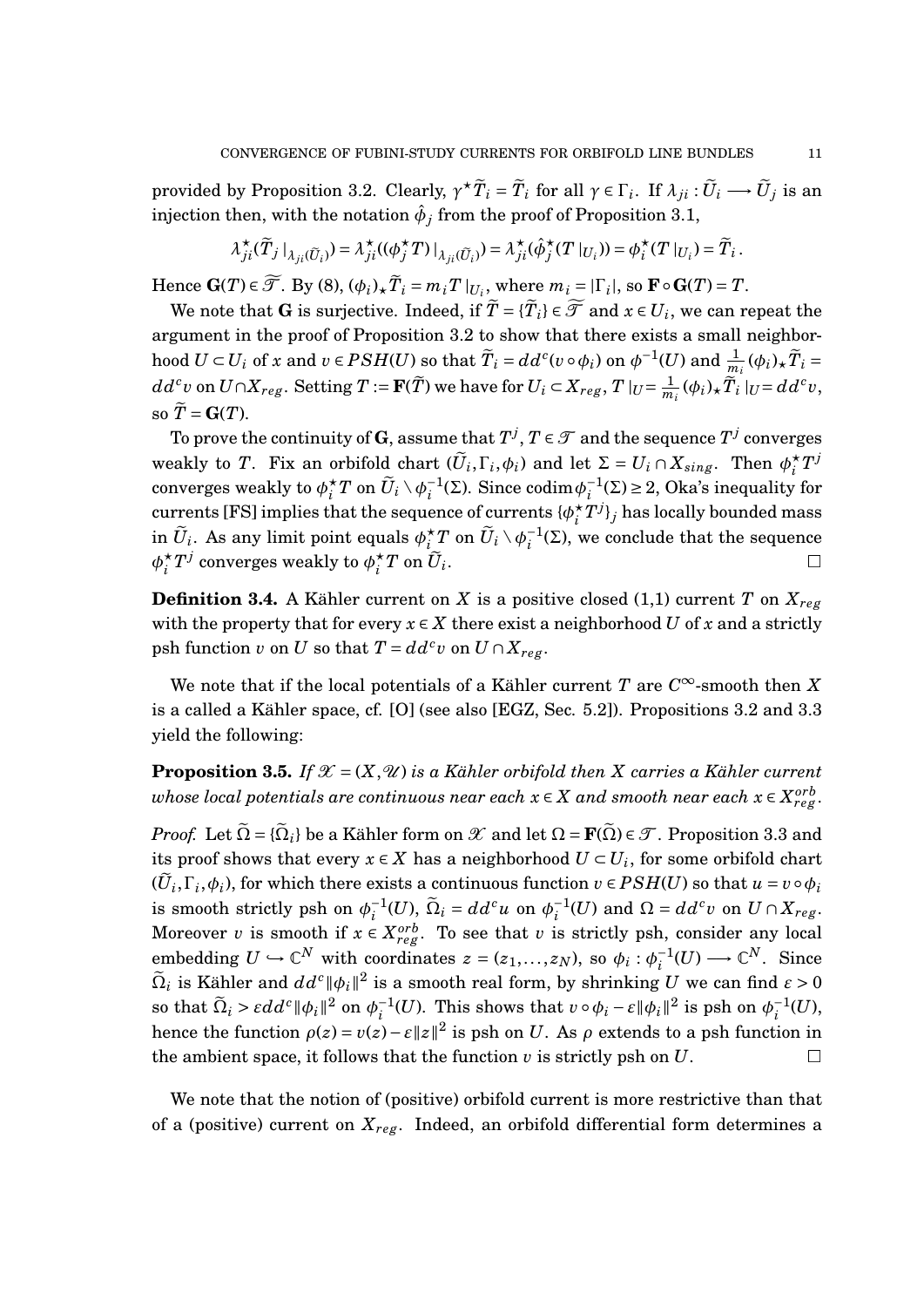provided by Proposition 3.2. Clearly, $\gamma^\star \widetilde{T}_i = \widetilde{T}_i$ for all $\gamma \in \Gamma_i$. If $\lambda_{ji} : \widetilde{U}_i \longrightarrow \widetilde{U}_j$ is an injection then, with the notation $\hat{\phi}_j$ from the proof of Proposition 3.1,

$$\lambda_{ji}^\star(\widetilde{T}_j\mid_{\lambda_{ji}(\widetilde{U}_i)}) = \lambda_{ji}^\star((\phi_j^\star T)\mid_{\lambda_{ji}(\widetilde{U}_i)}) = \lambda_{ji}^\star(\hat{\phi}_j^\star(T\mid_{U_i})) = \phi_i^\star(T\mid_{U_i}) = \widetilde{T}_i\,.$$

Hence $\mathbf{G}(T) \in \widetilde{\mathscr{T}}$. By (8), $(\phi_i)_\star \widetilde{T}_i = m_i T\mid_{U_i}$, where $m_i = |\Gamma_i|$, so $\mathbf{F}\circ\mathbf{G}(T) = T$.

We note that $\mathbf{G}$ is surjective. Indeed, if $\widetilde{T} = \{\widetilde{T}_i\} \in \widetilde{\mathscr{T}}$ and $x \in U_i$, we can repeat the argument in the proof of Proposition 3.2 to show that there exists a small neighborhood $U \subset U_i$ of $x$ and $v \in PSH(U)$ so that $\widetilde{T}_i = dd^c(v\circ\phi_i)$ on $\phi^{-1}(U)$ and $\frac{1}{m_i}(\phi_i)_\star\widetilde{T}_i = dd^c v$ on $U\cap X_{reg}$. Setting $T := \mathbf{F}(\widetilde{T})$ we have for $U_i \subset X_{reg}$, $T\mid_U = \frac{1}{m_i}(\phi_i)_\star\widetilde{T}_i\mid_U = dd^c v$, so $\widetilde{T} = \mathbf{G}(T)$.

To prove the continuity of $\mathbf{G}$, assume that $T^j, T \in \mathscr{T}$ and the sequence $T^j$ converges weakly to $T$. Fix an orbifold chart $(\widetilde{U}_i, \Gamma_i, \phi_i)$ and let $\Sigma = U_i \cap X_{sing}$. Then $\phi_i^\star T^j$ converges weakly to $\phi_i^\star T$ on $\widetilde{U}_i \setminus \phi_i^{-1}(\Sigma)$. Since $\operatorname{codim}\phi_i^{-1}(\Sigma) \geq 2$, Oka's inequality for currents [FS] implies that the sequence of currents $\{\phi_i^\star T^j\}_j$ has locally bounded mass in $\widetilde{U}_i$. As any limit point equals $\phi_i^\star T$ on $\widetilde{U}_i \setminus \phi_i^{-1}(\Sigma)$, we conclude that the sequence $\phi_i^\star T^j$ converges weakly to $\phi_i^\star T$ on $\widetilde{U}_i$. □

**Definition 3.4.** A Kähler current on $X$ is a positive closed (1,1) current $T$ on $X_{reg}$ with the property that for every $x \in X$ there exist a neighborhood $U$ of $x$ and a strictly psh function $v$ on $U$ so that $T = dd^c v$ on $U \cap X_{reg}$.

We note that if the local potentials of a Kähler current $T$ are $C^\infty$-smooth then $X$ is a called a Kähler space, cf. [O] (see also [EGZ, Sec. 5.2]). Propositions 3.2 and 3.3 yield the following:

**Proposition 3.5.** *If $\mathscr{X} = (X, \mathscr{U})$ is a Kähler orbifold then $X$ carries a Kähler current whose local potentials are continuous near each $x \in X$ and smooth near each $x \in X_{reg}^{orb}$.*

*Proof.* Let $\widetilde{\Omega} = \{\widetilde{\Omega}_i\}$ be a Kähler form on $\mathscr{X}$ and let $\Omega = \mathbf{F}(\widetilde{\Omega}) \in \mathscr{T}$. Proposition 3.3 and its proof shows that every $x \in X$ has a neighborhood $U \subset U_i$, for some orbifold chart $(\widetilde{U}_i, \Gamma_i, \phi_i)$, for which there exists a continuous function $v \in PSH(U)$ so that $u = v\circ\phi_i$ is smooth strictly psh on $\phi_i^{-1}(U)$, $\widetilde{\Omega}_i = dd^c u$ on $\phi_i^{-1}(U)$ and $\Omega = dd^c v$ on $U \cap X_{reg}$. Moreover $v$ is smooth if $x \in X_{reg}^{orb}$. To see that $v$ is strictly psh, consider any local embedding $U \hookrightarrow \mathbb{C}^N$ with coordinates $z = (z_1, \dots, z_N)$, so $\phi_i : \phi_i^{-1}(U) \longrightarrow \mathbb{C}^N$. Since $\widetilde{\Omega}_i$ is Kähler and $dd^c\|\phi_i\|^2$ is a smooth real form, by shrinking $U$ we can find $\varepsilon > 0$ so that $\widetilde{\Omega}_i > \varepsilon dd^c\|\phi_i\|^2$ on $\phi_i^{-1}(U)$. This shows that $v\circ\phi_i - \varepsilon\|\phi_i\|^2$ is psh on $\phi_i^{-1}(U)$, hence the function $\rho(z) = v(z) - \varepsilon\|z\|^2$ is psh on $U$. As $\rho$ extends to a psh function in the ambient space, it follows that the function $v$ is strictly psh on $U$. □

We note that the notion of (positive) orbifold current is more restrictive than that of a (positive) current on $X_{reg}$. Indeed, an orbifold differential form determines a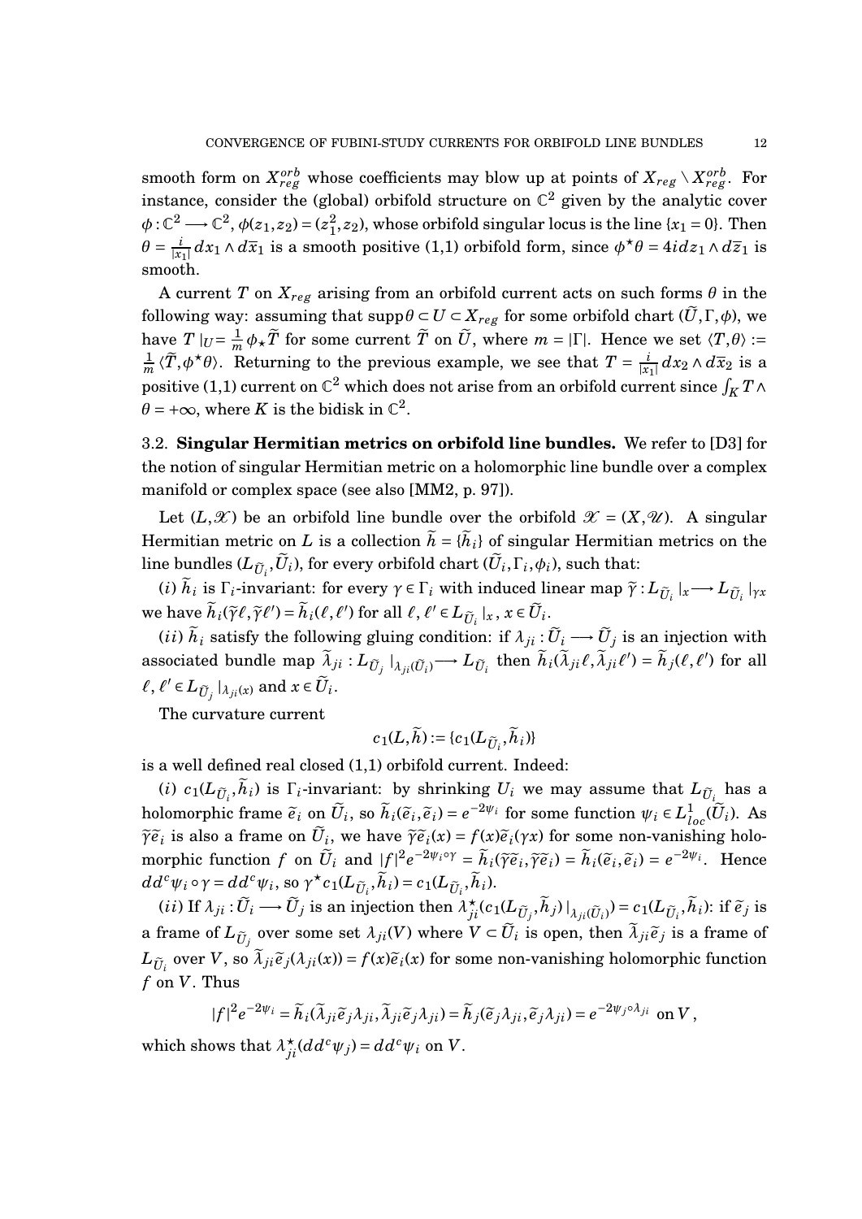smooth form on $X_{reg}^{orb}$ whose coefficients may blow up at points of $X_{reg} \setminus X_{reg}^{orb}$. For instance, consider the (global) orbifold structure on $\mathbb{C}^2$ given by the analytic cover $\phi : \mathbb{C}^2 \longrightarrow \mathbb{C}^2$, $\phi(z_1, z_2) = (z_1^2, z_2)$, whose orbifold singular locus is the line $\{x_1 = 0\}$. Then $\theta = \frac{i}{|x_1|} dx_1 \wedge d\overline{x}_1$ is a smooth positive (1,1) orbifold form, since $\phi^\star \theta = 4i dz_1 \wedge d\overline{z}_1$ is smooth.

A current $T$ on $X_{reg}$ arising from an orbifold current acts on such forms $\theta$ in the following way: assuming that $\operatorname{supp}\theta \subset U \subset X_{reg}$ for some orbifold chart $(\widetilde{U}, \Gamma, \phi)$, we have $T\mid_U = \frac{1}{m}\phi_\star \widetilde{T}$ for some current $\widetilde{T}$ on $\widetilde{U}$, where $m = |\Gamma|$. Hence we set $\langle T, \theta\rangle := \frac{1}{m}\langle \widetilde{T}, \phi^\star\theta\rangle$. Returning to the previous example, we see that $T = \frac{i}{|x_1|} dx_2 \wedge d\overline{x}_2$ is a positive (1,1) current on $\mathbb{C}^2$ which does not arise from an orbifold current since $\int_K T \wedge \theta = +\infty$, where $K$ is the bidisk in $\mathbb{C}^2$.

3.2. **Singular Hermitian metrics on orbifold line bundles.** We refer to [D3] for the notion of singular Hermitian metric on a holomorphic line bundle over a complex manifold or complex space (see also [MM2, p. 97]).

Let $(L, \mathscr{X})$ be an orbifold line bundle over the orbifold $\mathscr{X} = (X, \mathscr{U})$. A singular Hermitian metric on $L$ is a collection $\widetilde{h} = \{\widetilde{h}_i\}$ of singular Hermitian metrics on the line bundles $(L_{\widetilde{U}_i}, \widetilde{U}_i)$, for every orbifold chart $(\widetilde{U}_i, \Gamma_i, \phi_i)$, such that:

$(i)$ $\widetilde{h}_i$ is $\Gamma_i$-invariant: for every $\gamma \in \Gamma_i$ with induced linear map $\widetilde{\gamma} : L_{\widetilde{U}_i}\mid_x \longrightarrow L_{\widetilde{U}_i}\mid_{\gamma x}$ we have $\widetilde{h}_i(\widetilde{\gamma}\ell, \widetilde{\gamma}\ell') = \widetilde{h}_i(\ell, \ell')$ for all $\ell, \ell' \in L_{\widetilde{U}_i}\mid_x$, $x \in \widetilde{U}_i$.

$(ii)$ $\widetilde{h}_i$ satisfy the following gluing condition: if $\lambda_{ji} : \widetilde{U}_i \longrightarrow \widetilde{U}_j$ is an injection with associated bundle map $\widetilde{\lambda}_{ji} : L_{\widetilde{U}_j}\mid_{\lambda_{ji}(\widetilde{U}_i)} \longrightarrow L_{\widetilde{U}_i}$ then $\widetilde{h}_i(\widetilde{\lambda}_{ji}\ell, \widetilde{\lambda}_{ji}\ell') = \widetilde{h}_j(\ell, \ell')$ for all $\ell, \ell' \in L_{\widetilde{U}_j}\mid_{\lambda_{ji}(x)}$ and $x \in \widetilde{U}_i$.

The curvature current

$$c_1(L, \widetilde{h}) := \{c_1(L_{\widetilde{U}_i}, \widetilde{h}_i)\}$$

is a well defined real closed (1,1) orbifold current. Indeed:

$(i)$ $c_1(L_{\widetilde{U}_i}, \widetilde{h}_i)$ is $\Gamma_i$-invariant: by shrinking $U_i$ we may assume that $L_{\widetilde{U}_i}$ has a holomorphic frame $\widetilde{e}_i$ on $\widetilde{U}_i$, so $\widetilde{h}_i(\widetilde{e}_i, \widetilde{e}_i) = e^{-2\psi_i}$ for some function $\psi_i \in L^1_{loc}(\widetilde{U}_i)$. As $\widetilde{\gamma}\widetilde{e}_i$ is also a frame on $\widetilde{U}_i$, we have $\widetilde{\gamma}\widetilde{e}_i(x) = f(x)\widetilde{e}_i(\gamma x)$ for some non-vanishing holomorphic function $f$ on $\widetilde{U}_i$ and $|f|^2 e^{-2\psi_i \circ \gamma} = \widetilde{h}_i(\widetilde{\gamma}\widetilde{e}_i, \widetilde{\gamma}\widetilde{e}_i) = \widetilde{h}_i(\widetilde{e}_i, \widetilde{e}_i) = e^{-2\psi_i}$. Hence $dd^c\psi_i \circ \gamma = dd^c\psi_i$, so $\gamma^\star c_1(L_{\widetilde{U}_i}, \widetilde{h}_i) = c_1(L_{\widetilde{U}_i}, \widetilde{h}_i)$.

$(ii)$ If $\lambda_{ji} : \widetilde{U}_i \longrightarrow \widetilde{U}_j$ is an injection then $\lambda_{ji}^\star(c_1(L_{\widetilde{U}_j}, \widetilde{h}_j)\mid_{\lambda_{ji}(\widetilde{U}_i)}) = c_1(L_{\widetilde{U}_i}, \widetilde{h}_i)$: if $\widetilde{e}_j$ is a frame of $L_{\widetilde{U}_j}$ over some set $\lambda_{ji}(V)$ where $V \subset \widetilde{U}_i$ is open, then $\widetilde{\lambda}_{ji}\widetilde{e}_j$ is a frame of $L_{\widetilde{U}_i}$ over $V$, so $\widetilde{\lambda}_{ji}\widetilde{e}_j(\lambda_{ji}(x)) = f(x)\widetilde{e}_i(x)$ for some non-vanishing holomorphic function $f$ on $V$. Thus

$$|f|^2 e^{-2\psi_i} = \widetilde{h}_i(\widetilde{\lambda}_{ji}\widetilde{e}_j\lambda_{ji}, \widetilde{\lambda}_{ji}\widetilde{e}_j\lambda_{ji}) = \widetilde{h}_j(\widetilde{e}_j\lambda_{ji}, \widetilde{e}_j\lambda_{ji}) = e^{-2\psi_j \circ \lambda_{ji}} \text{ on } V,$$

which shows that $\lambda_{ji}^\star(dd^c\psi_j) = dd^c\psi_i$ on $V$.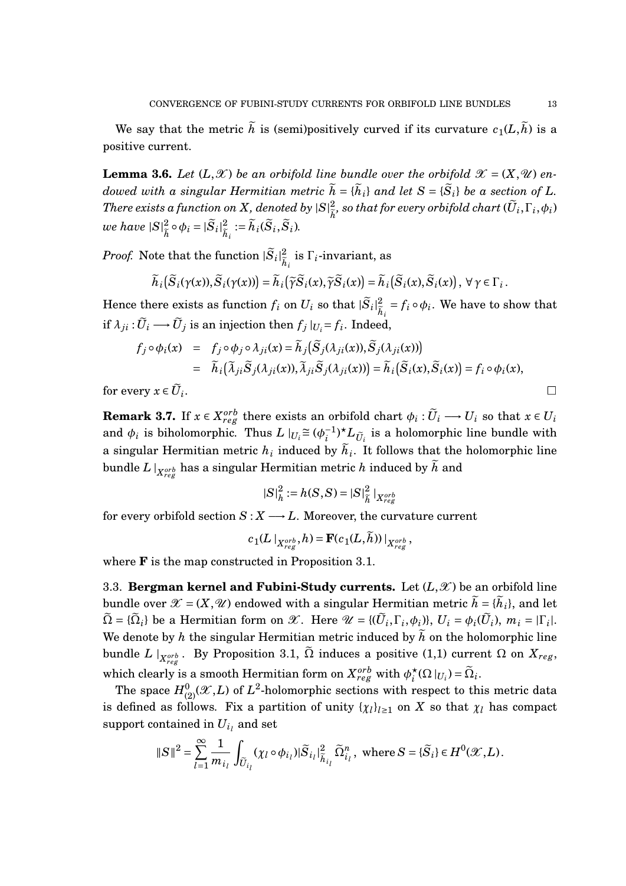We say that the metric $\widetilde{h}$ is (semi)positively curved if its curvature $c_1(L,\widetilde{h})$ is a positive current.

**Lemma 3.6.** *Let $(L,\mathscr{X})$ be an orbifold line bundle over the orbifold $\mathscr{X}=(X,\mathscr{U})$ endowed with a singular Hermitian metric $\widetilde{h}=\{\widetilde{h}_i\}$ and let $S=\{\widetilde{S}_i\}$ be a section of $L$. There exists a function on $X$, denoted by $|S|^2_{\widetilde{h}}$, so that for every orbifold chart $(\widetilde{U}_i,\Gamma_i,\phi_i)$ we have $|S|^2_{\widetilde{h}}\circ\phi_i=|\widetilde{S}_i|^2_{\widetilde{h}_i}:=\widetilde{h}_i(\widetilde{S}_i,\widetilde{S}_i)$.*

*Proof.* Note that the function $|\widetilde{S}_i|^2_{\widetilde{h}_i}$ is $\Gamma_i$-invariant, as

$$\widetilde{h}_i\big(\widetilde{S}_i(\gamma(x)),\widetilde{S}_i(\gamma(x))\big)=\widetilde{h}_i\big(\widetilde{\gamma}\widetilde{S}_i(x),\widetilde{\gamma}\widetilde{S}_i(x)\big)=\widetilde{h}_i\big(\widetilde{S}_i(x),\widetilde{S}_i(x)\big),\ \forall\,\gamma\in\Gamma_i\,.$$

Hence there exists as function $f_i$ on $U_i$ so that $|\widetilde{S}_i|^2_{\widetilde{h}_i}=f_i\circ\phi_i$. We have to show that if $\lambda_{ji}:\widetilde{U}_i\longrightarrow\widetilde{U}_j$ is an injection then $f_j\,|_{U_i}=f_i$. Indeed,

$$\begin{aligned}
f_j\circ\phi_i(x) &= f_j\circ\phi_j\circ\lambda_{ji}(x)=\widetilde{h}_j\big(\widetilde{S}_j(\lambda_{ji}(x)),\widetilde{S}_j(\lambda_{ji}(x))\big)\\
&= \widetilde{h}_i\big(\widetilde{\lambda}_{ji}\widetilde{S}_j(\lambda_{ji}(x)),\widetilde{\lambda}_{ji}\widetilde{S}_j(\lambda_{ji}(x))\big)=\widetilde{h}_i\big(\widetilde{S}_i(x),\widetilde{S}_i(x)\big)=f_i\circ\phi_i(x),
\end{aligned}$$

for every $x\in\widetilde{U}_i$. $\square$

**Remark 3.7.** If $x\in X^{orb}_{reg}$ there exists an orbifold chart $\phi_i:\widetilde{U}_i\longrightarrow U_i$ so that $x\in U_i$ and $\phi_i$ is biholomorphic. Thus $L\,|_{U_i}\cong(\phi_i^{-1})^\star L_{\widetilde{U}_i}$ is a holomorphic line bundle with a singular Hermitian metric $h_i$ induced by $\widetilde{h}_i$. It follows that the holomorphic line bundle $L\,|_{X^{orb}_{reg}}$ has a singular Hermitian metric $h$ induced by $\widetilde{h}$ and

$$|S|^2_h:=h(S,S)=|S|^2_{\widetilde{h}}\,|_{X^{orb}_{reg}}$$

for every orbifold section $S:X\longrightarrow L$. Moreover, the curvature current

$$c_1(L\,|_{X^{orb}_{reg}},h)=\mathbf{F}(c_1(L,\widetilde{h}))\,|_{X^{orb}_{reg}}\,,$$

where $\mathbf{F}$ is the map constructed in Proposition 3.1.

### 3.3. Bergman kernel and Fubini-Study currents.

Let $(L,\mathscr{X})$ be an orbifold line bundle over $\mathscr{X}=(X,\mathscr{U})$ endowed with a singular Hermitian metric $\widetilde{h}=\{\widetilde{h}_i\}$, and let $\widetilde{\Omega}=\{\widetilde{\Omega}_i\}$ be a Hermitian form on $\mathscr{X}$. Here $\mathscr{U}=\{(\widetilde{U}_i,\Gamma_i,\phi_i)\}$, $U_i=\phi_i(\widetilde{U}_i)$, $m_i=|\Gamma_i|$. We denote by $h$ the singular Hermitian metric induced by $\widetilde{h}$ on the holomorphic line bundle $L\,|_{X^{orb}_{reg}}$. By Proposition 3.1, $\widetilde{\Omega}$ induces a positive (1,1) current $\Omega$ on $X_{reg}$, which clearly is a smooth Hermitian form on $X^{orb}_{reg}$ with $\phi_i^\star(\Omega\,|_{U_i})=\widetilde{\Omega}_i$.

The space $H^0_{(2)}(\mathscr{X},L)$ of $L^2$-holomorphic sections with respect to this metric data is defined as follows. Fix a partition of unity $\{\chi_l\}_{l\geq1}$ on $X$ so that $\chi_l$ has compact support contained in $U_{i_l}$ and set

$$\|S\|^2=\sum_{l=1}^\infty\frac{1}{m_{i_l}}\int_{\widetilde{U}_{i_l}}(\chi_l\circ\phi_{i_l})|\widetilde{S}_{i_l}|^2_{\widetilde{h}_{i_l}}\ \widetilde{\Omega}^n_{i_l}\,,\ \text{where}\ S=\{\widetilde{S}_i\}\in H^0(\mathscr{X},L)\,.$$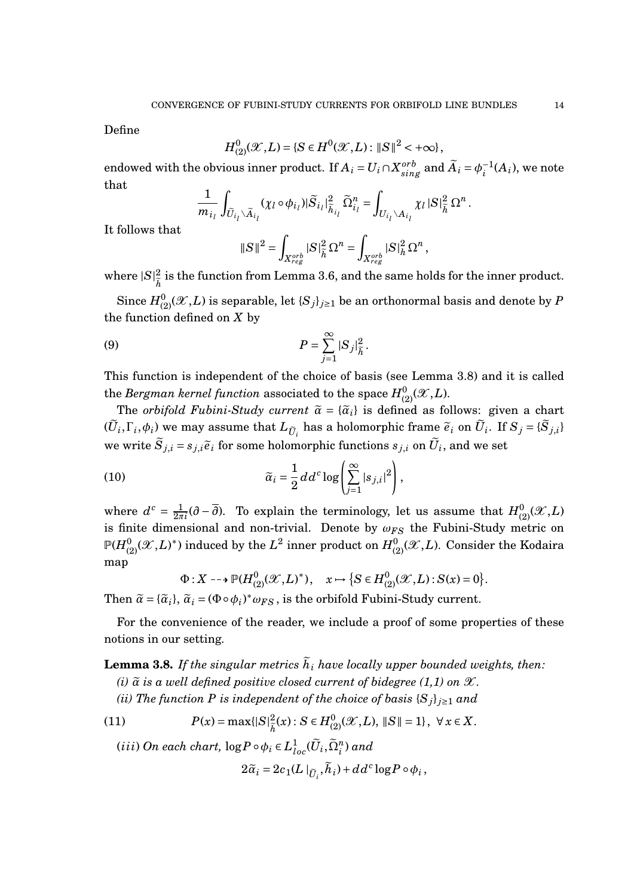Define

$$H^0_{(2)}(\mathscr{X},L) = \{S \in H^0(\mathscr{X},L) : \|S\|^2 < +\infty\},$$

endowed with the obvious inner product. If $A_i = U_i \cap X^{orb}_{sing}$ and $\widetilde{A}_i = \phi_i^{-1}(A_i)$, we note that

$$\frac{1}{m_{i_l}} \int_{\widetilde{U}_{i_l} \setminus \widetilde{A}_{i_l}} (\chi_l \circ \phi_{i_l}) |\widetilde{S}_{i_l}|^2_{\widetilde{h}_{i_l}} \, \widetilde{\Omega}^n_{i_l} = \int_{U_{i_l} \setminus A_{i_l}} \chi_l \, |S|^2_{\widetilde{h}} \, \Omega^n .$$

It follows that

$$\|S\|^2 = \int_{X^{orb}_{reg}} |S|^2_{\widetilde{h}} \, \Omega^n = \int_{X^{orb}_{reg}} |S|^2_h \, \Omega^n ,$$

where $|S|^2_{\widetilde{h}}$ is the function from Lemma 3.6, and the same holds for the inner product.

Since $H^0_{(2)}(\mathscr{X},L)$ is separable, let $\{S_j\}_{j\geq 1}$ be an orthonormal basis and denote by $P$ the function defined on $X$ by

$$P = \sum_{j=1}^{\infty} |S_j|^2_{\widetilde{h}} . \tag{9}$$

This function is independent of the choice of basis (see Lemma 3.8) and it is called the *Bergman kernel function* associated to the space $H^0_{(2)}(\mathscr{X},L)$.

The *orbifold Fubini-Study current* $\widetilde{\alpha} = \{\widetilde{\alpha}_i\}$ is defined as follows: given a chart $(\widetilde{U}_i, \Gamma_i, \phi_i)$ we may assume that $L_{\widetilde{U}_i}$ has a holomorphic frame $\widetilde{e}_i$ on $\widetilde{U}_i$. If $S_j = \{\widetilde{S}_{j,i}\}$ we write $\widetilde{S}_{j,i} = s_{j,i}\widetilde{e}_i$ for some holomorphic functions $s_{j,i}$ on $\widetilde{U}_i$, and we set

$$\widetilde{\alpha}_i = \frac{1}{2} dd^c \log\left(\sum_{j=1}^{\infty} |s_{j,i}|^2\right), \tag{10}$$

where $d^c = \frac{1}{2\pi i}(\partial - \overline{\partial})$. To explain the terminology, let us assume that $H^0_{(2)}(\mathscr{X},L)$ is finite dimensional and non-trivial. Denote by $\omega_{FS}$ the Fubini-Study metric on $\mathbb{P}(H^0_{(2)}(\mathscr{X},L)^*)$ induced by the $L^2$ inner product on $H^0_{(2)}(\mathscr{X},L)$. Consider the Kodaira map

$$\Phi : X \dashrightarrow \mathbb{P}(H^0_{(2)}(\mathscr{X},L)^*), \quad x \mapsto \big\{S \in H^0_{(2)}(\mathscr{X},L) : S(x) = 0\big\}.$$

Then $\widetilde{\alpha} = \{\widetilde{\alpha}_i\}$, $\widetilde{\alpha}_i = (\Phi \circ \phi_i)^* \omega_{FS}$, is the orbifold Fubini-Study current.

For the convenience of the reader, we include a proof of some properties of these notions in our setting.

**Lemma 3.8.** *If the singular metrics $\widetilde{h}_i$ have locally upper bounded weights, then:*

*(i) $\widetilde{\alpha}$ is a well defined positive closed current of bidegree (1,1) on $\mathscr{X}$.*

*(ii) The function $P$ is independent of the choice of basis $\{S_j\}_{j\geq 1}$ and*

$$P(x) = \max\{|S|^2_{\widetilde{h}}(x) : S \in H^0_{(2)}(\mathscr{X},L),\ \|S\| = 1\},\ \ \forall\, x \in X. \tag{11}$$

*$(iii)$ On each chart, $\log P \circ \phi_i \in L^1_{loc}(\widetilde{U}_i, \widetilde{\Omega}^n_i)$ and*

$$2\widetilde{\alpha}_i = 2c_1(L\,|_{\widetilde{U}_i}, \widetilde{h}_i) + dd^c \log P \circ \phi_i ,$$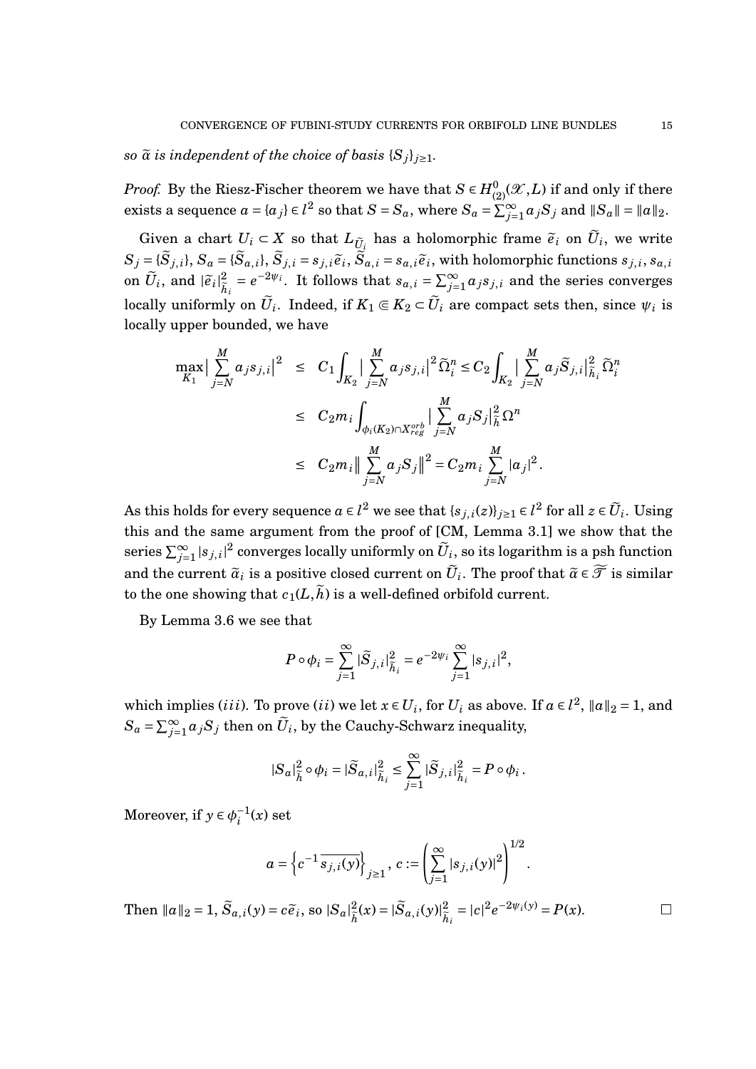*so $\widetilde{\alpha}$ is independent of the choice of basis $\{S_j\}_{j\geq 1}$.*

*Proof.* By the Riesz-Fischer theorem we have that $S \in H^0_{(2)}(\mathscr{X}, L)$ if and only if there exists a sequence $a = \{a_j\} \in l^2$ so that $S = S_a$, where $S_a = \sum_{j=1}^{\infty} a_j S_j$ and $\|S_a\| = \|a\|_2$.

Given a chart $U_i \subset X$ so that $L_{\widetilde{U}_i}$ has a holomorphic frame $\widetilde{e}_i$ on $\widetilde{U}_i$, we write $S_j = \{\widetilde{S}_{j,i}\}$, $S_a = \{\widetilde{S}_{a,i}\}$, $\widetilde{S}_{j,i} = s_{j,i}\widetilde{e}_i$, $\widetilde{S}_{a,i} = s_{a,i}\widetilde{e}_i$, with holomorphic functions $s_{j,i}$, $s_{a,i}$ on $\widetilde{U}_i$, and $|\widetilde{e}_i|^2_{\widetilde{h}_i} = e^{-2\psi_i}$. It follows that $s_{a,i} = \sum_{j=1}^{\infty} a_j s_{j,i}$ and the series converges locally uniformly on $\widetilde{U}_i$. Indeed, if $K_1 \Subset K_2 \subset \widetilde{U}_i$ are compact sets then, since $\psi_i$ is locally upper bounded, we have

$$
\begin{aligned}
\max_{K_1} \Big| \sum_{j=N}^{M} a_j s_{j,i} \Big|^2 &\leq C_1 \int_{K_2} \Big| \sum_{j=N}^{M} a_j s_{j,i} \Big|^2 \widetilde{\Omega}_i^n \leq C_2 \int_{K_2} \Big| \sum_{j=N}^{M} a_j \widetilde{S}_{j,i} \Big|^2_{\widetilde{h}_i} \widetilde{\Omega}_i^n \\
&\leq C_2 m_i \int_{\phi_i(K_2)\cap X^{orb}_{reg}} \Big| \sum_{j=N}^{M} a_j S_j \Big|^2_{\widetilde{h}} \Omega^n \\
&\leq C_2 m_i \Big\| \sum_{j=N}^{M} a_j S_j \Big\|^2 = C_2 m_i \sum_{j=N}^{M} |a_j|^2 .
\end{aligned}
$$

As this holds for every sequence $a \in l^2$ we see that $\{s_{j,i}(z)\}_{j\geq 1} \in l^2$ for all $z \in \widetilde{U}_i$. Using this and the same argument from the proof of [CM, Lemma 3.1] we show that the series $\sum_{j=1}^{\infty} |s_{j,i}|^2$ converges locally uniformly on $\widetilde{U}_i$, so its logarithm is a psh function and the current $\widetilde{\alpha}_i$ is a positive closed current on $\widetilde{U}_i$. The proof that $\widetilde{\alpha} \in \widetilde{\mathscr{T}}$ is similar to the one showing that $c_1(L, \widetilde{h})$ is a well-defined orbifold current.

By Lemma 3.6 we see that

$$
P \circ \phi_i = \sum_{j=1}^{\infty} |\widetilde{S}_{j,i}|^2_{\widetilde{h}_i} = e^{-2\psi_i} \sum_{j=1}^{\infty} |s_{j,i}|^2,
$$

which implies $(iii)$. To prove $(ii)$ we let $x \in U_i$, for $U_i$ as above. If $a \in l^2$, $\|a\|_2 = 1$, and $S_a = \sum_{j=1}^{\infty} a_j S_j$ then on $\widetilde{U}_i$, by the Cauchy-Schwarz inequality,

$$
|S_a|^2_{\widetilde{h}} \circ \phi_i = |\widetilde{S}_{a,i}|^2_{\widetilde{h}_i} \leq \sum_{j=1}^{\infty} |\widetilde{S}_{j,i}|^2_{\widetilde{h}_i} = P \circ \phi_i .
$$

Moreover, if $y \in \phi_i^{-1}(x)$ set

$$
a = \left\{ c^{-1} \overline{s_{j,i}(y)} \right\}_{j\geq 1}, \; c := \left( \sum_{j=1}^{\infty} |s_{j,i}(y)|^2 \right)^{1/2} .
$$

Then $\|a\|_2 = 1$, $\widetilde{S}_{a,i}(y) = c\widetilde{e}_i$, so $|S_a|^2_{\widetilde{h}}(x) = |\widetilde{S}_{a,i}(y)|^2_{\widetilde{h}_i} = |c|^2 e^{-2\psi_i(y)} = P(x)$. $\square$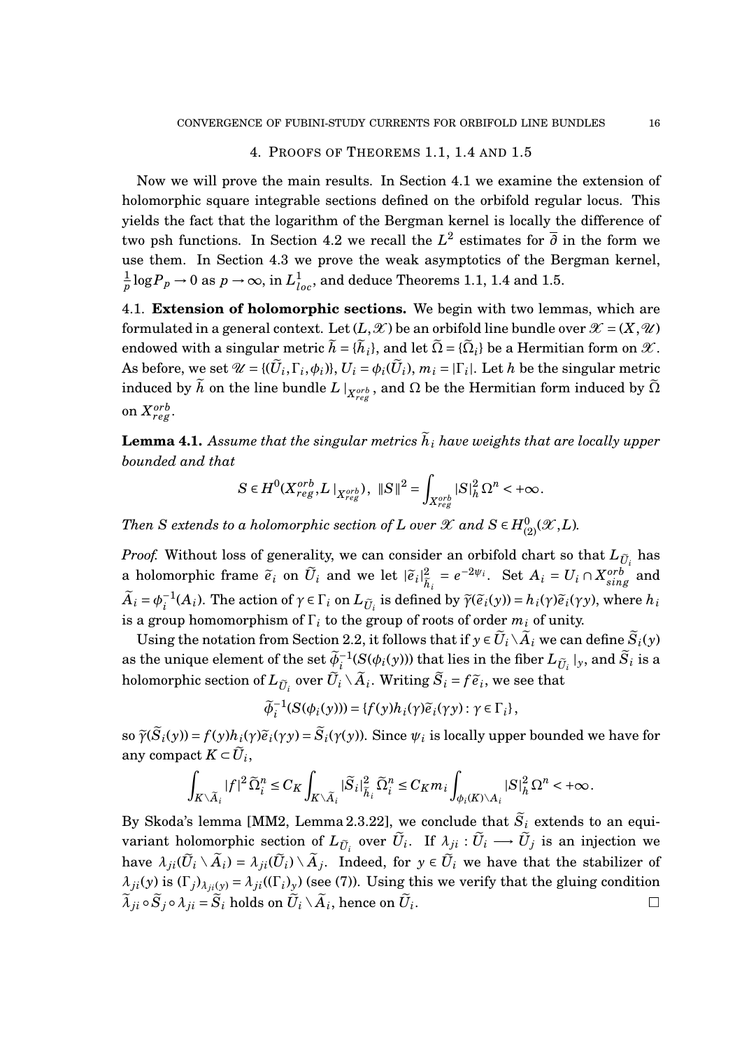## 4. Proofs of Theorems 1.1, 1.4 and 1.5

Now we will prove the main results. In Section 4.1 we examine the extension of holomorphic square integrable sections defined on the orbifold regular locus. This yields the fact that the logarithm of the Bergman kernel is locally the difference of two psh functions. In Section 4.2 we recall the $L^2$ estimates for $\overline{\partial}$ in the form we use them. In Section 4.3 we prove the weak asymptotics of the Bergman kernel, $\frac{1}{p}\log P_p \to 0$ as $p\to\infty$, in $L^1_{loc}$, and deduce Theorems 1.1, 1.4 and 1.5.

4.1. **Extension of holomorphic sections.** We begin with two lemmas, which are formulated in a general context. Let $(L,\mathscr{X})$ be an orbifold line bundle over $\mathscr{X}=(X,\mathscr{U})$ endowed with a singular metric $\widetilde{h}=\{\widetilde{h}_i\}$, and let $\widetilde{\Omega}=\{\widetilde{\Omega}_i\}$ be a Hermitian form on $\mathscr{X}$. As before, we set $\mathscr{U}=\{(\widetilde{U}_i,\Gamma_i,\phi_i)\}$, $U_i=\phi_i(\widetilde{U}_i)$, $m_i=|\Gamma_i|$. Let $h$ be the singular metric induced by $\widetilde{h}$ on the line bundle $L\mid_{X^{orb}_{reg}}$, and $\Omega$ be the Hermitian form induced by $\widetilde{\Omega}$ on $X^{orb}_{reg}$.

**Lemma 4.1.** *Assume that the singular metrics $\widetilde{h}_i$ have weights that are locally upper bounded and that*

$$S\in H^0(X^{orb}_{reg},L\mid_{X^{orb}_{reg}}),\ \|S\|^2=\int_{X^{orb}_{reg}}|S|^2_h\,\Omega^n<+\infty.$$

*Then $S$ extends to a holomorphic section of $L$ over $\mathscr{X}$ and $S\in H^0_{(2)}(\mathscr{X},L)$.*

*Proof.* Without loss of generality, we can consider an orbifold chart so that $L_{\widetilde{U}_i}$ has a holomorphic frame $\widetilde{e}_i$ on $\widetilde{U}_i$ and we let $|\widetilde{e}_i|^2_{\widetilde{h}_i}=e^{-2\psi_i}$. Set $A_i=U_i\cap X^{orb}_{sing}$ and $\widetilde{A}_i=\phi_i^{-1}(A_i)$. The action of $\gamma\in\Gamma_i$ on $L_{\widetilde{U}_i}$ is defined by $\widetilde{\gamma}(\widetilde{e}_i(y))=h_i(\gamma)\widetilde{e}_i(\gamma y)$, where $h_i$ is a group homomorphism of $\Gamma_i$ to the group of roots of order $m_i$ of unity.

Using the notation from Section 2.2, it follows that if $y\in\widetilde{U}_i\setminus\widetilde{A}_i$ we can define $\widetilde{S}_i(y)$ as the unique element of the set $\widetilde{\phi}_i^{-1}(S(\phi_i(y)))$ that lies in the fiber $L_{\widetilde{U}_i}\mid_y$, and $\widetilde{S}_i$ is a holomorphic section of $L_{\widetilde{U}_i}$ over $\widetilde{U}_i\setminus\widetilde{A}_i$. Writing $\widetilde{S}_i=f\widetilde{e}_i$, we see that

$$\widetilde{\phi}_i^{-1}(S(\phi_i(y)))=\{f(y)h_i(\gamma)\widetilde{e}_i(\gamma y):\gamma\in\Gamma_i\},$$

so $\widetilde{\gamma}(\widetilde{S}_i(y))=f(y)h_i(\gamma)\widetilde{e}_i(\gamma y)=\widetilde{S}_i(\gamma(y))$. Since $\psi_i$ is locally upper bounded we have for any compact $K\subset\widetilde{U}_i$,

$$\int_{K\setminus\widetilde{A}_i}|f|^2\,\widetilde{\Omega}_i^n\leq C_K\int_{K\setminus\widetilde{A}_i}|\widetilde{S}_i|^2_{\widetilde{h}_i}\,\widetilde{\Omega}_i^n\leq C_Km_i\int_{\phi_i(K)\setminus A_i}|S|^2_h\,\Omega^n<+\infty.$$

By Skoda's lemma [MM2, Lemma 2.3.22], we conclude that $\widetilde{S}_i$ extends to an equivariant holomorphic section of $L_{\widetilde{U}_i}$ over $\widetilde{U}_i$. If $\lambda_{ji}:\widetilde{U}_i\longrightarrow\widetilde{U}_j$ is an injection we have $\lambda_{ji}(\widetilde{U}_i\setminus\widetilde{A}_i)=\lambda_{ji}(\widetilde{U}_i)\setminus\widetilde{A}_j$. Indeed, for $y\in\widetilde{U}_i$ we have that the stabilizer of $\lambda_{ji}(y)$ is $(\Gamma_j)_{\lambda_{ji}(y)}=\lambda_{ji}((\Gamma_i)_y)$ (see (7)). Using this we verify that the gluing condition $\widetilde{\lambda}_{ji}\circ\widetilde{S}_j\circ\lambda_{ji}=\widetilde{S}_i$ holds on $\widetilde{U}_i\setminus\widetilde{A}_i$, hence on $\widetilde{U}_i$. $\square$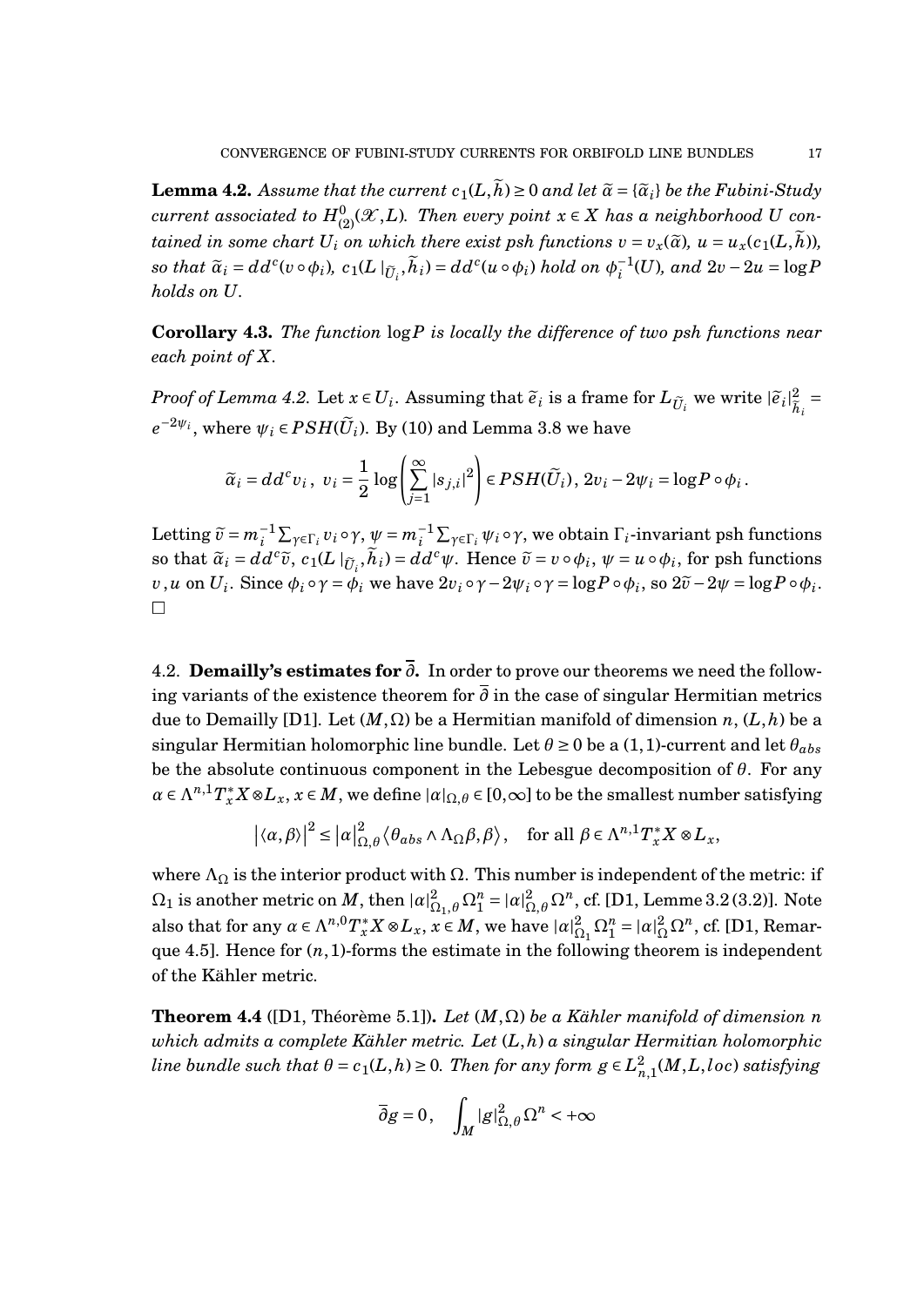**Lemma 4.2.** *Assume that the current $c_1(L,\widetilde{h}) \geq 0$ and let $\widetilde{\alpha} = \{\widetilde{\alpha}_i\}$ be the Fubini-Study current associated to $H^0_{(2)}(\mathscr{X}, L)$. Then every point $x \in X$ has a neighborhood $U$ contained in some chart $U_i$ on which there exist psh functions $v = v_x(\widetilde{\alpha})$, $u = u_x(c_1(L,\widetilde{h}))$, so that $\widetilde{\alpha}_i = dd^c(v \circ \phi_i)$, $c_1(L\,|_{\widetilde{U}_i}, \widetilde{h}_i) = dd^c(u \circ \phi_i)$ hold on $\phi_i^{-1}(U)$, and $2v - 2u = \log P$ holds on $U$.*

**Corollary 4.3.** *The function $\log P$ is locally the difference of two psh functions near each point of $X$.*

*Proof of Lemma 4.2.* Let $x \in U_i$. Assuming that $\widetilde{e}_i$ is a frame for $L_{\widetilde{U}_i}$ we write $|\widetilde{e}_i|^2_{\widetilde{h}_i} = e^{-2\psi_i}$, where $\psi_i \in PSH(\widetilde{U}_i)$. By (10) and Lemma 3.8 we have

$$\widetilde{\alpha}_i = dd^c v_i\,,\ v_i = \frac{1}{2}\log\left(\sum_{j=1}^{\infty} |s_{j,i}|^2\right) \in PSH(\widetilde{U}_i)\,,\ 2v_i - 2\psi_i = \log P \circ \phi_i\,.$$

Letting $\widetilde{v} = m_i^{-1}\sum_{\gamma\in\Gamma_i} v_i \circ \gamma$, $\psi = m_i^{-1}\sum_{\gamma\in\Gamma_i} \psi_i \circ \gamma$, we obtain $\Gamma_i$-invariant psh functions so that $\widetilde{\alpha}_i = dd^c\widetilde{v}$, $c_1(L\,|_{\widetilde{U}_i}, \widetilde{h}_i) = dd^c\psi$. Hence $\widetilde{v} = v \circ \phi_i$, $\psi = u \circ \phi_i$, for psh functions $v, u$ on $U_i$. Since $\phi_i \circ \gamma = \phi_i$ we have $2v_i \circ \gamma - 2\psi_i \circ \gamma = \log P \circ \phi_i$, so $2\widetilde{v} - 2\psi = \log P \circ \phi_i$. $\square$

## 4.2. Demailly's estimates for $\overline{\partial}$.

In order to prove our theorems we need the following variants of the existence theorem for $\overline{\partial}$ in the case of singular Hermitian metrics due to Demailly [D1]. Let $(M,\Omega)$ be a Hermitian manifold of dimension $n$, $(L,h)$ be a singular Hermitian holomorphic line bundle. Let $\theta \geq 0$ be a $(1,1)$-current and let $\theta_{abs}$ be the absolute continuous component in the Lebesgue decomposition of $\theta$. For any $\alpha \in \Lambda^{n,1}T^*_xX \otimes L_x$, $x \in M$, we define $|\alpha|_{\Omega,\theta} \in [0,\infty]$ to be the smallest number satisfying

$$\left|\langle \alpha, \beta\rangle\right|^2 \leq \left|\alpha\right|^2_{\Omega,\theta} \langle \theta_{abs} \wedge \Lambda_\Omega \beta, \beta\rangle, \quad \text{for all } \beta \in \Lambda^{n,1}T^*_xX \otimes L_x,$$

where $\Lambda_\Omega$ is the interior product with $\Omega$. This number is independent of the metric: if $\Omega_1$ is another metric on $M$, then $|\alpha|^2_{\Omega_1,\theta}\,\Omega_1^n = |\alpha|^2_{\Omega,\theta}\,\Omega^n$, cf. [D1, Lemme 3.2 (3.2)]. Note also that for any $\alpha \in \Lambda^{n,0}T^*_xX \otimes L_x$, $x \in M$, we have $|\alpha|^2_{\Omega_1}\,\Omega_1^n = |\alpha|^2_{\Omega}\,\Omega^n$, cf. [D1, Remarque 4.5]. Hence for $(n,1)$-forms the estimate in the following theorem is independent of the Kähler metric.

**Theorem 4.4** ([D1, Théorème 5.1])**.** *Let $(M,\Omega)$ be a Kähler manifold of dimension $n$ which admits a complete Kähler metric. Let $(L,h)$ a singular Hermitian holomorphic line bundle such that $\theta = c_1(L,h) \geq 0$. Then for any form $g \in L^2_{n,1}(M,L,loc)$ satisfying*

$$\overline{\partial} g = 0\,, \quad \int_M |g|^2_{\Omega,\theta}\,\Omega^n < +\infty$$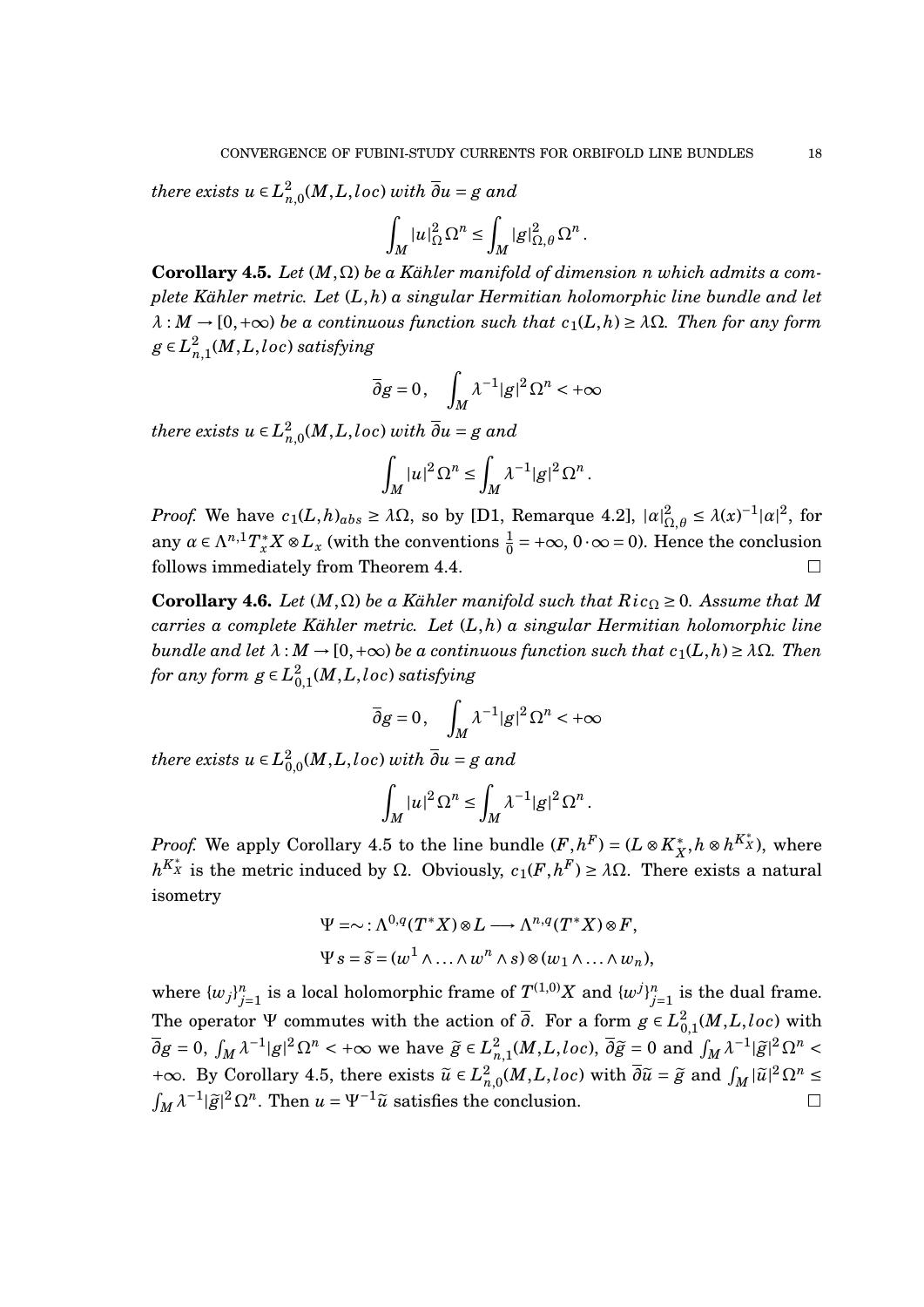*there exists* $u \in L^2_{n,0}(M, L, loc)$ *with* $\overline{\partial} u = g$ *and*

$$\int_M |u|^2_\Omega \, \Omega^n \le \int_M |g|^2_{\Omega,\theta} \, \Omega^n \, .$$

**Corollary 4.5.** *Let* $(M, \Omega)$ *be a Kähler manifold of dimension* $n$ *which admits a complete Kähler metric. Let* $(L, h)$ *a singular Hermitian holomorphic line bundle and let* $\lambda : M \to [0, +\infty)$ *be a continuous function such that* $c_1(L, h) \ge \lambda \Omega$*. Then for any form* $g \in L^2_{n,1}(M, L, loc)$ *satisfying*

$$\overline{\partial} g = 0 \, , \quad \int_M \lambda^{-1} |g|^2 \, \Omega^n < +\infty$$

*there exists* $u \in L^2_{n,0}(M, L, loc)$ *with* $\overline{\partial} u = g$ *and*

$$\int_M |u|^2 \, \Omega^n \le \int_M \lambda^{-1} |g|^2 \, \Omega^n \, .$$

*Proof.* We have $c_1(L, h)_{abs} \ge \lambda \Omega$, so by [D1, Remarque 4.2], $|\alpha|^2_{\Omega,\theta} \le \lambda(x)^{-1} |\alpha|^2$, for any $\alpha \in \Lambda^{n,1} T^*_x X \otimes L_x$ (with the conventions $\frac{1}{0} = +\infty$, $0 \cdot \infty = 0$). Hence the conclusion follows immediately from Theorem 4.4. $\square$

**Corollary 4.6.** *Let* $(M, \Omega)$ *be a Kähler manifold such that* $Ric_\Omega \ge 0$*. Assume that* $M$ *carries a complete Kähler metric. Let* $(L, h)$ *a singular Hermitian holomorphic line bundle and let* $\lambda : M \to [0, +\infty)$ *be a continuous function such that* $c_1(L, h) \ge \lambda \Omega$*. Then for any form* $g \in L^2_{0,1}(M, L, loc)$ *satisfying*

$$\overline{\partial} g = 0 \, , \quad \int_M \lambda^{-1} |g|^2 \, \Omega^n < +\infty$$

*there exists* $u \in L^2_{0,0}(M, L, loc)$ *with* $\overline{\partial} u = g$ *and*

$$\int_M |u|^2 \, \Omega^n \le \int_M \lambda^{-1} |g|^2 \, \Omega^n \, .$$

*Proof.* We apply Corollary 4.5 to the line bundle $(F, h^F) = (L \otimes K^*_X, h \otimes h^{K^*_X})$, where $h^{K^*_X}$ is the metric induced by $\Omega$. Obviously, $c_1(F, h^F) \ge \lambda \Omega$. There exists a natural isometry

$$\begin{aligned}
&\Psi = \sim : \Lambda^{0,q}(T^*X) \otimes L \longrightarrow \Lambda^{n,q}(T^*X) \otimes F, \\
&\Psi \, s = \widetilde{s} = (w^1 \wedge \ldots \wedge w^n \wedge s) \otimes (w_1 \wedge \ldots \wedge w_n),
\end{aligned}$$

where $\{w_j\}_{j=1}^n$ is a local holomorphic frame of $T^{(1,0)}X$ and $\{w^j\}_{j=1}^n$ is the dual frame. The operator $\Psi$ commutes with the action of $\overline{\partial}$. For a form $g \in L^2_{0,1}(M, L, loc)$ with $\overline{\partial} g = 0$, $\int_M \lambda^{-1} |g|^2 \, \Omega^n < +\infty$ we have $\widetilde{g} \in L^2_{n,1}(M, L, loc)$, $\overline{\partial} \widetilde{g} = 0$ and $\int_M \lambda^{-1} |\widetilde{g}|^2 \, \Omega^n < +\infty$. By Corollary 4.5, there exists $\widetilde{u} \in L^2_{n,0}(M, L, loc)$ with $\overline{\partial} \widetilde{u} = \widetilde{g}$ and $\int_M |\widetilde{u}|^2 \, \Omega^n \le \int_M \lambda^{-1} |\widetilde{g}|^2 \, \Omega^n$. Then $u = \Psi^{-1} \widetilde{u}$ satisfies the conclusion. $\square$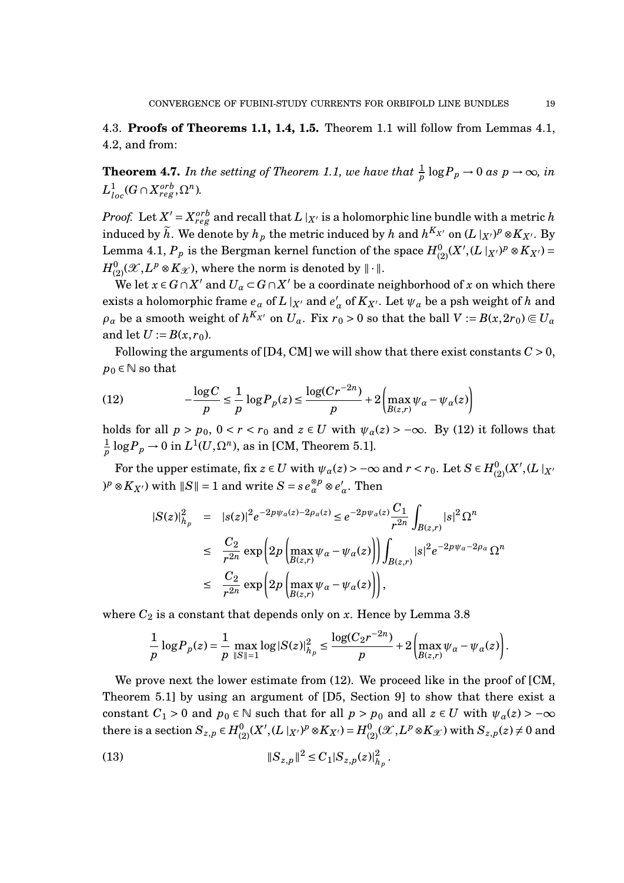4.3. **Proofs of Theorems 1.1, 1.4, 1.5.** Theorem 1.1 will follow from Lemmas 4.1, 4.2, and from:

**Theorem 4.7.** *In the setting of Theorem 1.1, we have that $\frac{1}{p}\log P_p \to 0$ as $p\to\infty$, in $L^1_{loc}(G\cap X^{orb}_{reg},\Omega^n)$.*

*Proof.* Let $X' = X^{orb}_{reg}$ and recall that $L\,|_{X'}$ is a holomorphic line bundle with a metric $h$ induced by $\widetilde{h}$. We denote by $h_p$ the metric induced by $h$ and $h^{K_{X'}}$ on $(L\,|_{X'})^p \otimes K_{X'}$. By Lemma 4.1, $P_p$ is the Bergman kernel function of the space $H^0_{(2)}(X',(L\,|_{X'})^p\otimes K_{X'}) = H^0_{(2)}(\mathscr{X},L^p\otimes K_{\mathscr{X}})$, where the norm is denoted by $\|\cdot\|$.

We let $x\in G\cap X'$ and $U_\alpha\subset G\cap X'$ be a coordinate neighborhood of $x$ on which there exists a holomorphic frame $e_\alpha$ of $L\,|_{X'}$ and $e'_\alpha$ of $K_{X'}$. Let $\psi_\alpha$ be a psh weight of $h$ and $\rho_\alpha$ be a smooth weight of $h^{K_{X'}}$ on $U_\alpha$. Fix $r_0>0$ so that the ball $V := B(x,2r_0)\Subset U_\alpha$ and let $U := B(x,r_0)$.

Following the arguments of [D4, CM] we will show that there exist constants $C>0$, $p_0\in\mathbb{N}$ so that

$$-\frac{\log C}{p} \le \frac{1}{p}\log P_p(z) \le \frac{\log(Cr^{-2n})}{p} + 2\left(\max_{B(z,r)}\psi_\alpha - \psi_\alpha(z)\right) \tag{12}$$

holds for all $p>p_0$, $0<r<r_0$ and $z\in U$ with $\psi_\alpha(z)>-\infty$. By (12) it follows that $\frac{1}{p}\log P_p \to 0$ in $L^1(U,\Omega^n)$, as in [CM, Theorem 5.1].

For the upper estimate, fix $z\in U$ with $\psi_\alpha(z)>-\infty$ and $r<r_0$. Let $S\in H^0_{(2)}(X',(L\,|_{X'})^p\otimes K_{X'})$ with $\|S\|=1$ and write $S = s\,e_\alpha^{\otimes p}\otimes e'_\alpha$. Then

$$\begin{aligned}
|S(z)|^2_{h_p} &= |s(z)|^2 e^{-2p\psi_\alpha(z)-2\rho_\alpha(z)} \le e^{-2p\psi_\alpha(z)}\frac{C_1}{r^{2n}}\int_{B(z,r)}|s|^2\,\Omega^n \\
&\le \frac{C_2}{r^{2n}}\exp\left(2p\left(\max_{B(z,r)}\psi_\alpha - \psi_\alpha(z)\right)\right)\int_{B(z,r)}|s|^2 e^{-2p\psi_\alpha-2\rho_\alpha}\,\Omega^n \\
&\le \frac{C_2}{r^{2n}}\exp\left(2p\left(\max_{B(z,r)}\psi_\alpha - \psi_\alpha(z)\right)\right),
\end{aligned}$$

where $C_2$ is a constant that depends only on $x$. Hence by Lemma 3.8

$$\frac{1}{p}\log P_p(z) = \frac{1}{p}\max_{\|S\|=1}\log|S(z)|^2_{h_p} \le \frac{\log(C_2r^{-2n})}{p} + 2\left(\max_{B(z,r)}\psi_\alpha - \psi_\alpha(z)\right).$$

We prove next the lower estimate from (12). We proceed like in the proof of [CM, Theorem 5.1] by using an argument of [D5, Section 9] to show that there exist a constant $C_1>0$ and $p_0\in\mathbb{N}$ such that for all $p>p_0$ and all $z\in U$ with $\psi_\alpha(z)>-\infty$ there is a section $S_{z,p}\in H^0_{(2)}(X',(L\,|_{X'})^p\otimes K_{X'}) = H^0_{(2)}(\mathscr{X},L^p\otimes K_{\mathscr{X}})$ with $S_{z,p}(z)\neq 0$ and

$$\|S_{z,p}\|^2 \le C_1|S_{z,p}(z)|^2_{h_p}. \tag{13}$$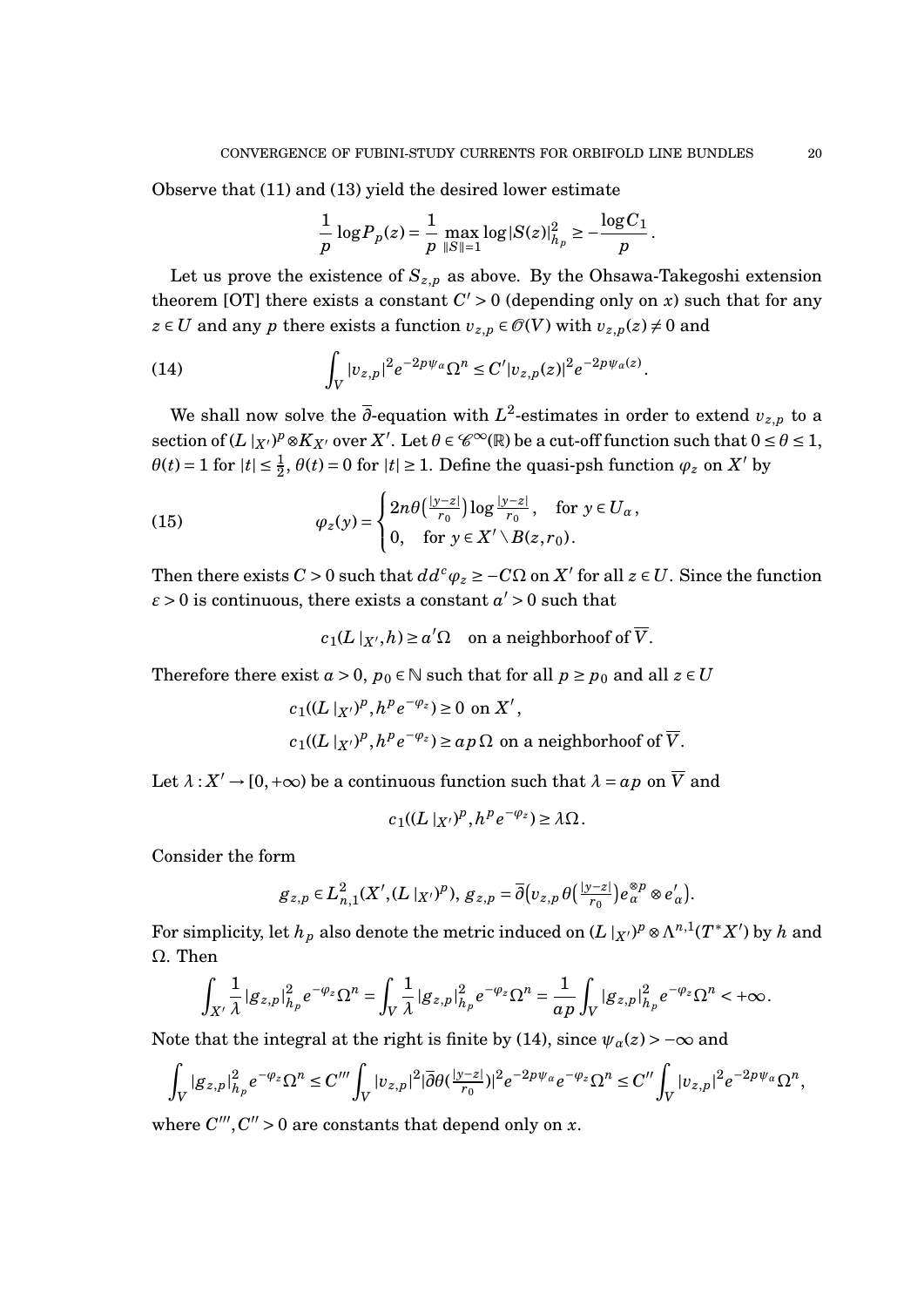Observe that (11) and (13) yield the desired lower estimate

$$\frac{1}{p}\log P_p(z) = \frac{1}{p}\max_{\|S\|=1}\log|S(z)|^2_{h_p} \geq -\frac{\log C_1}{p}.$$

Let us prove the existence of $S_{z,p}$ as above. By the Ohsawa-Takegoshi extension theorem [OT] there exists a constant $C' > 0$ (depending only on $x$) such that for any $z \in U$ and any $p$ there exists a function $v_{z,p} \in \mathscr{O}(V)$ with $v_{z,p}(z) \neq 0$ and

$$\int_V |v_{z,p}|^2 e^{-2p\psi_\alpha}\Omega^n \leq C'|v_{z,p}(z)|^2 e^{-2p\psi_\alpha(z)}. \tag{14}$$

We shall now solve the $\overline{\partial}$-equation with $L^2$-estimates in order to extend $v_{z,p}$ to a section of $(L|_{X'})^p \otimes K_{X'}$ over $X'$. Let $\theta \in \mathscr{C}^\infty(\mathbb{R})$ be a cut-off function such that $0 \leq \theta \leq 1$, $\theta(t) = 1$ for $|t| \leq \frac{1}{2}$, $\theta(t) = 0$ for $|t| \geq 1$. Define the quasi-psh function $\varphi_z$ on $X'$ by

$$\varphi_z(y) = \begin{cases} 2n\theta\left(\frac{|y-z|}{r_0}\right)\log\frac{|y-z|}{r_0}, & \text{for } y \in U_\alpha, \\ 0, & \text{for } y \in X' \setminus B(z, r_0). \end{cases} \tag{15}$$

Then there exists $C > 0$ such that $dd^c\varphi_z \geq -C\Omega$ on $X'$ for all $z \in U$. Since the function $\varepsilon > 0$ is continuous, there exists a constant $a' > 0$ such that

$$c_1(L|_{X'}, h) \geq a'\Omega \quad \text{on a neighborhoof of } \overline{V}.$$

Therefore there exist $a > 0$, $p_0 \in \mathbb{N}$ such that for all $p \geq p_0$ and all $z \in U$

$$c_1((L|_{X'})^p, h^p e^{-\varphi_z}) \geq 0 \text{ on } X',$$
$$c_1((L|_{X'})^p, h^p e^{-\varphi_z}) \geq ap\,\Omega \text{ on a neighborhoof of } \overline{V}.$$

Let $\lambda : X' \to [0, +\infty)$ be a continuous function such that $\lambda = ap$ on $\overline{V}$ and

$$c_1((L|_{X'})^p, h^p e^{-\varphi_z}) \geq \lambda\Omega.$$

Consider the form

$$g_{z,p} \in L^2_{n,1}(X', (L|_{X'})^p),\ g_{z,p} = \overline{\partial}\big(v_{z,p}\,\theta\big(\tfrac{|y-z|}{r_0}\big)e_\alpha^{\otimes p} \otimes e'_\alpha\big).$$

For simplicity, let $h_p$ also denote the metric induced on $(L|_{X'})^p \otimes \Lambda^{n,1}(T^*X')$ by $h$ and $\Omega$. Then

$$\int_{X'} \frac{1}{\lambda}|g_{z,p}|^2_{h_p} e^{-\varphi_z}\Omega^n = \int_V \frac{1}{\lambda}|g_{z,p}|^2_{h_p} e^{-\varphi_z}\Omega^n = \frac{1}{ap}\int_V |g_{z,p}|^2_{h_p} e^{-\varphi_z}\Omega^n < +\infty.$$

Note that the integral at the right is finite by (14), since $\psi_\alpha(z) > -\infty$ and

$$\int_V |g_{z,p}|^2_{h_p} e^{-\varphi_z}\Omega^n \leq C'''\int_V |v_{z,p}|^2|\overline{\partial}\theta(\tfrac{|y-z|}{r_0})|^2 e^{-2p\psi_\alpha}e^{-\varphi_z}\Omega^n \leq C''\int_V |v_{z,p}|^2 e^{-2p\psi_\alpha}\Omega^n,$$

where $C''', C'' > 0$ are constants that depend only on $x$.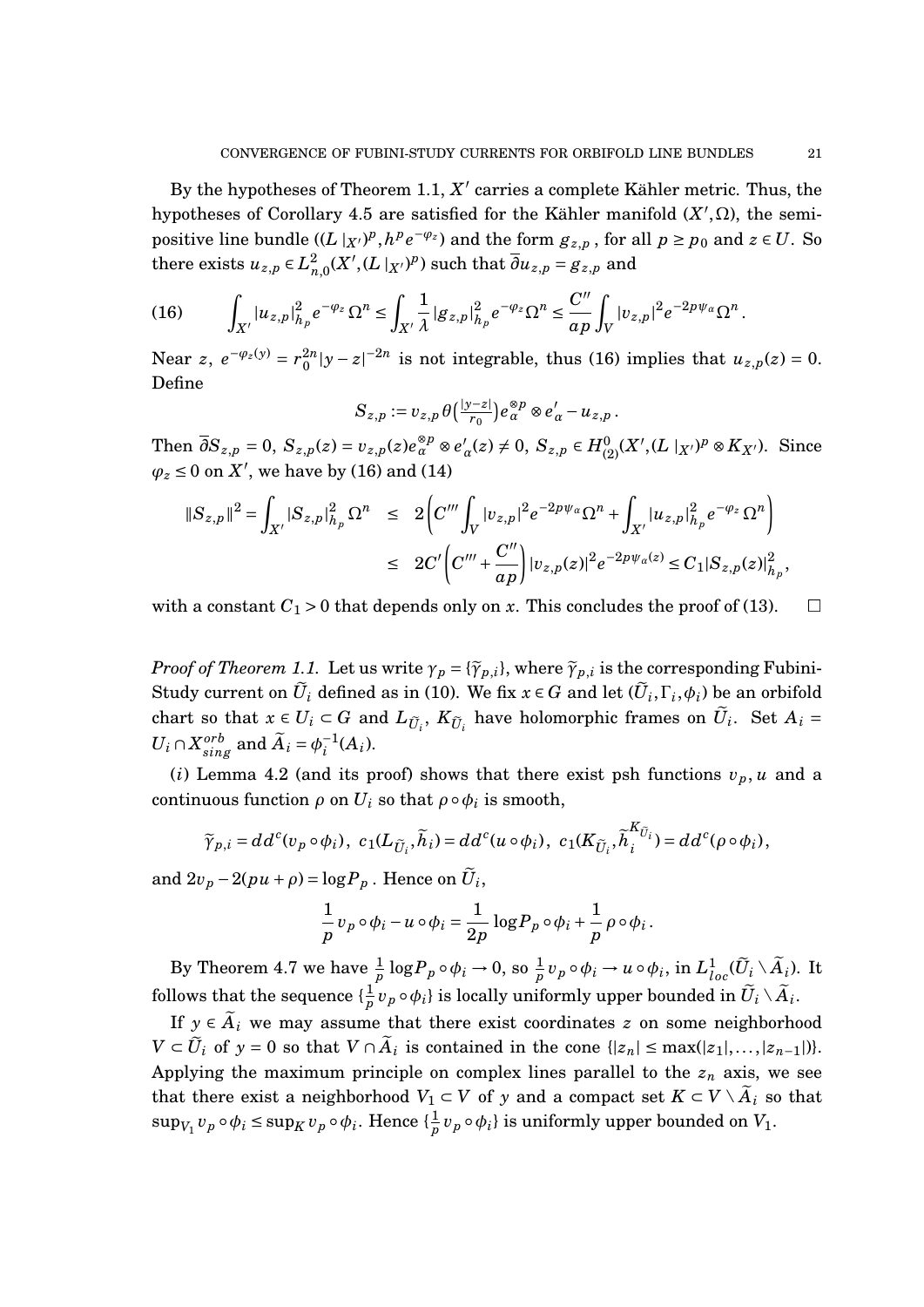By the hypotheses of Theorem 1.1, $X'$ carries a complete Kähler metric. Thus, the hypotheses of Corollary 4.5 are satisfied for the Kähler manifold $(X',\Omega)$, the semi-positive line bundle $((L\,|_{X'})^p, h^p e^{-\varphi_z})$ and the form $g_{z,p}$, for all $p \geq p_0$ and $z \in U$. So there exists $u_{z,p} \in L^2_{n,0}(X',(L\,|_{X'})^p)$ such that $\overline{\partial} u_{z,p} = g_{z,p}$ and

$$\int_{X'} |u_{z,p}|^2_{h_p} e^{-\varphi_z}\,\Omega^n \leq \int_{X'} \frac{1}{\lambda}\,|g_{z,p}|^2_{h_p} e^{-\varphi_z}\Omega^n \leq \frac{C''}{ap}\int_V |v_{z,p}|^2 e^{-2p\psi_\alpha}\Omega^n. \tag{16}$$

Near $z$, $e^{-\varphi_z(y)} = r_0^{2n}|y-z|^{-2n}$ is not integrable, thus (16) implies that $u_{z,p}(z) = 0$. Define

$$S_{z,p} := v_{z,p}\,\theta\big(\tfrac{|y-z|}{r_0}\big) e_\alpha^{\otimes p} \otimes e'_\alpha - u_{z,p}\,.$$

Then $\overline{\partial} S_{z,p} = 0$, $S_{z,p}(z) = v_{z,p}(z) e_\alpha^{\otimes p} \otimes e'_\alpha(z) \neq 0$, $S_{z,p} \in H^0_{(2)}(X',(L\,|_{X'})^p \otimes K_{X'})$. Since $\varphi_z \leq 0$ on $X'$, we have by (16) and (14)

$$\begin{aligned}
\|S_{z,p}\|^2 = \int_{X'} |S_{z,p}|^2_{h_p}\,\Omega^n &\leq 2\left(C'''\int_V |v_{z,p}|^2 e^{-2p\psi_\alpha}\Omega^n + \int_{X'} |u_{z,p}|^2_{h_p} e^{-\varphi_z}\,\Omega^n\right)\\
&\leq 2C'\left(C''' + \frac{C''}{ap}\right)|v_{z,p}(z)|^2 e^{-2p\psi_\alpha(z)} \leq C_1 |S_{z,p}(z)|^2_{h_p},
\end{aligned}$$

with a constant $C_1 > 0$ that depends only on $x$. This concludes the proof of (13). $\square$

*Proof of Theorem 1.1.* Let us write $\gamma_p = \{\widetilde{\gamma}_{p,i}\}$, where $\widetilde{\gamma}_{p,i}$ is the corresponding Fubini-Study current on $\widetilde{U}_i$ defined as in (10). We fix $x \in G$ and let $(\widetilde{U}_i, \Gamma_i, \phi_i)$ be an orbifold chart so that $x \in U_i \subset G$ and $L_{\widetilde{U}_i}$, $K_{\widetilde{U}_i}$ have holomorphic frames on $\widetilde{U}_i$. Set $A_i = U_i \cap X^{orb}_{sing}$ and $\widetilde{A}_i = \phi_i^{-1}(A_i)$.

$(i)$ Lemma 4.2 (and its proof) shows that there exist psh functions $v_p, u$ and a continuous function $\rho$ on $U_i$ so that $\rho \circ \phi_i$ is smooth,

$$\widetilde{\gamma}_{p,i} = dd^c(v_p \circ \phi_i),\ c_1(L_{\widetilde{U}_i}, \widetilde{h}_i) = dd^c(u \circ \phi_i),\ c_1(K_{\widetilde{U}_i}, \widetilde{h}_i^{K_{\widetilde{U}_i}}) = dd^c(\rho \circ \phi_i),$$

and $2v_p - 2(pu + \rho) = \log P_p$. Hence on $\widetilde{U}_i$,

$$\frac{1}{p}\,v_p \circ \phi_i - u \circ \phi_i = \frac{1}{2p}\log P_p \circ \phi_i + \frac{1}{p}\,\rho \circ \phi_i\,.$$

By Theorem 4.7 we have $\frac{1}{p}\log P_p \circ \phi_i \to 0$, so $\frac{1}{p} v_p \circ \phi_i \to u \circ \phi_i$, in $L^1_{loc}(\widetilde{U}_i \setminus \widetilde{A}_i)$. It follows that the sequence $\{\frac{1}{p} v_p \circ \phi_i\}$ is locally uniformly upper bounded in $\widetilde{U}_i \setminus \widetilde{A}_i$.

If $y \in \widetilde{A}_i$ we may assume that there exist coordinates $z$ on some neighborhood $V \subset \widetilde{U}_i$ of $y = 0$ so that $V \cap \widetilde{A}_i$ is contained in the cone $\{|z_n| \leq \max(|z_1|, \dots, |z_{n-1}|)\}$. Applying the maximum principle on complex lines parallel to the $z_n$ axis, we see that there exist a neighborhood $V_1 \subset V$ of $y$ and a compact set $K \subset V \setminus \widetilde{A}_i$ so that $\sup_{V_1} v_p \circ \phi_i \leq \sup_K v_p \circ \phi_i$. Hence $\{\frac{1}{p} v_p \circ \phi_i\}$ is uniformly upper bounded on $V_1$.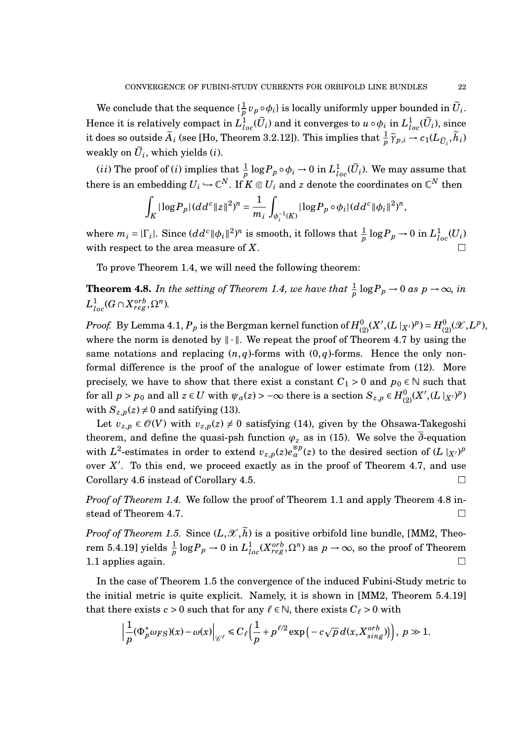We conclude that the sequence $\{\frac{1}{p} v_p \circ \phi_i\}$ is locally uniformly upper bounded in $\widetilde{U}_i$. Hence it is relatively compact in $L^1_{loc}(\widetilde{U}_i)$ and it converges to $u \circ \phi_i$ in $L^1_{loc}(\widetilde{U}_i)$, since it does so outside $\widetilde{A}_i$ (see [Ho, Theorem 3.2.12]). This implies that $\frac{1}{p}\widetilde{\gamma}_{p,i} \to c_1(L_{\widetilde{U}_i}, \widetilde{h}_i)$ weakly on $\widetilde{U}_i$, which yields $(i)$.

$(ii)$ The proof of $(i)$ implies that $\frac{1}{p}\log P_p \circ \phi_i \to 0$ in $L^1_{loc}(\widetilde{U}_i)$. We may assume that there is an embedding $U_i \hookrightarrow \mathbb{C}^N$. If $K \Subset U_i$ and $z$ denote the coordinates on $\mathbb{C}^N$ then

$$\int_K |\log P_p| (dd^c \|z\|^2)^n = \frac{1}{m_i} \int_{\phi_i^{-1}(K)} |\log P_p \circ \phi_i| (dd^c \|\phi_i\|^2)^n,$$

where $m_i = |\Gamma_i|$. Since $(dd^c \|\phi_i\|^2)^n$ is smooth, it follows that $\frac{1}{p}\log P_p \to 0$ in $L^1_{loc}(U_i)$ with respect to the area measure of $X$. $\square$

To prove Theorem 1.4, we will need the following theorem:

**Theorem 4.8.** *In the setting of Theorem 1.4, we have that $\frac{1}{p}\log P_p \to 0$ as $p \to \infty$, in $L^1_{loc}(G \cap X^{orb}_{reg}, \Omega^n)$.*

*Proof.* By Lemma 4.1, $P_p$ is the Bergman kernel function of $H^0_{(2)}(X', (L|_{X'})^p) = H^0_{(2)}(\mathscr{X}, L^p)$, where the norm is denoted by $\|\cdot\|$. We repeat the proof of Theorem 4.7 by using the same notations and replacing $(n,q)$-forms with $(0,q)$-forms. Hence the only non-formal difference is the proof of the analogue of lower estimate from (12). More precisely, we have to show that there exist a constant $C_1 > 0$ and $p_0 \in \mathbb{N}$ such that for all $p > p_0$ and all $z \in U$ with $\psi_\alpha(z) > -\infty$ there is a section $S_{z,p} \in H^0_{(2)}(X', (L|_{X'})^p)$ with $S_{z,p}(z) \neq 0$ and satisfying (13).

Let $v_{z,p} \in \mathscr{O}(V)$ with $v_{z,p}(z) \neq 0$ satisfying (14), given by the Ohsawa-Takegoshi theorem, and define the quasi-psh function $\varphi_z$ as in (15). We solve the $\overline{\partial}$-equation with $L^2$-estimates in order to extend $v_{z,p}(z) e_\alpha^{\otimes p}(z)$ to the desired section of $(L|_{X'})^p$ over $X'$. To this end, we proceed exactly as in the proof of Theorem 4.7, and use Corollary 4.6 instead of Corollary 4.5. $\square$

*Proof of Theorem 1.4.* We follow the proof of Theorem 1.1 and apply Theorem 4.8 instead of Theorem 4.7. $\square$

*Proof of Theorem 1.5.* Since $(L, \mathscr{X}, \widetilde{h})$ is a positive orbifold line bundle, [MM2, Theorem 5.4.19] yields $\frac{1}{p}\log P_p \to 0$ in $L^1_{loc}(X^{orb}_{reg}, \Omega^n)$ as $p \to \infty$, so the proof of Theorem 1.1 applies again. $\square$

In the case of Theorem 1.5 the convergence of the induced Fubini-Study metric to the initial metric is quite explicit. Namely, it is shown in [MM2, Theorem 5.4.19] that there exists $c > 0$ such that for any $\ell \in \mathbb{N}$, there exists $C_\ell > 0$ with

$$\Big|\frac{1}{p}(\Phi_p^* \omega_{FS})(x) - \omega(x)\Big|_{\mathscr{C}^\ell} \leqslant C_\ell \Big(\frac{1}{p} + p^{\ell/2} \exp\big(-c\sqrt{p}\, d(x, X^{orb}_{sing})\big)\Big),\ p \gg 1.$$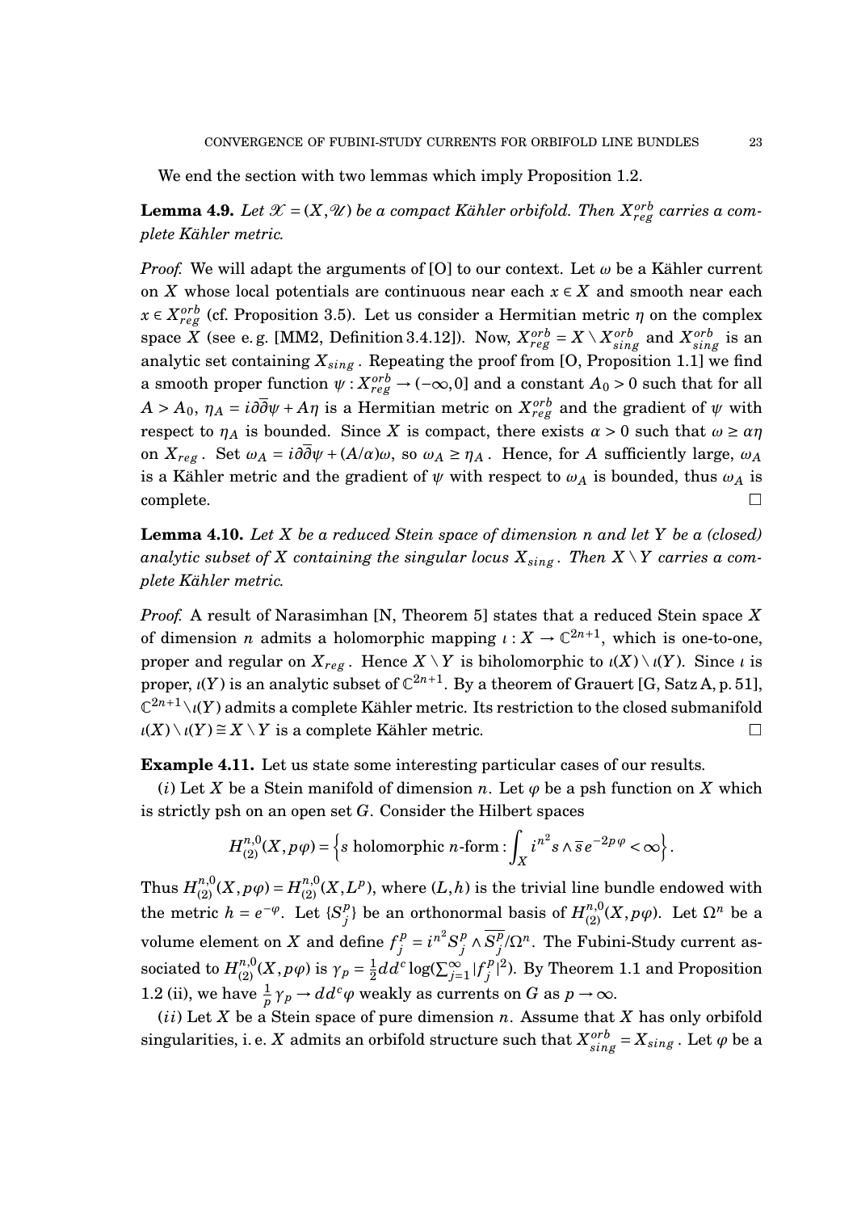We end the section with two lemmas which imply Proposition 1.2.

**Lemma 4.9.** *Let $\mathscr{X} = (X, \mathscr{U})$ be a compact Kähler orbifold. Then $X^{orb}_{reg}$ carries a complete Kähler metric.*

*Proof.* We will adapt the arguments of [O] to our context. Let $\omega$ be a Kähler current on $X$ whose local potentials are continuous near each $x \in X$ and smooth near each $x \in X^{orb}_{reg}$ (cf. Proposition 3.5). Let us consider a Hermitian metric $\eta$ on the complex space $X$ (see e. g. [MM2, Definition 3.4.12]). Now, $X^{orb}_{reg} = X \setminus X^{orb}_{sing}$ and $X^{orb}_{sing}$ is an analytic set containing $X_{sing}$. Repeating the proof from [O, Proposition 1.1] we find a smooth proper function $\psi : X^{orb}_{reg} \to (-\infty, 0]$ and a constant $A_0 > 0$ such that for all $A > A_0$, $\eta_A = i\partial\bar{\partial}\psi + A\eta$ is a Hermitian metric on $X^{orb}_{reg}$ and the gradient of $\psi$ with respect to $\eta_A$ is bounded. Since $X$ is compact, there exists $\alpha > 0$ such that $\omega \geq \alpha\eta$ on $X_{reg}$. Set $\omega_A = i\partial\bar{\partial}\psi + (A/\alpha)\omega$, so $\omega_A \geq \eta_A$. Hence, for $A$ sufficiently large, $\omega_A$ is a Kähler metric and the gradient of $\psi$ with respect to $\omega_A$ is bounded, thus $\omega_A$ is complete. $\square$

**Lemma 4.10.** *Let $X$ be a reduced Stein space of dimension $n$ and let $Y$ be a (closed) analytic subset of $X$ containing the singular locus $X_{sing}$. Then $X \setminus Y$ carries a complete Kähler metric.*

*Proof.* A result of Narasimhan [N, Theorem 5] states that a reduced Stein space $X$ of dimension $n$ admits a holomorphic mapping $\iota : X \to \mathbb{C}^{2n+1}$, which is one-to-one, proper and regular on $X_{reg}$. Hence $X \setminus Y$ is biholomorphic to $\iota(X) \setminus \iota(Y)$. Since $\iota$ is proper, $\iota(Y)$ is an analytic subset of $\mathbb{C}^{2n+1}$. By a theorem of Grauert [G, Satz A, p. 51], $\mathbb{C}^{2n+1} \setminus \iota(Y)$ admits a complete Kähler metric. Its restriction to the closed submanifold $\iota(X) \setminus \iota(Y) \cong X \setminus Y$ is a complete Kähler metric. $\square$

**Example 4.11.** Let us state some interesting particular cases of our results.

$(i)$ Let $X$ be a Stein manifold of dimension $n$. Let $\varphi$ be a psh function on $X$ which is strictly psh on an open set $G$. Consider the Hilbert spaces

$$H^{n,0}_{(2)}(X, p\varphi) = \left\{ s \text{ holomorphic } n\text{-form} : \int_X i^{n^2} s \wedge \bar{s}\, e^{-2p\varphi} < \infty \right\}.$$

Thus $H^{n,0}_{(2)}(X, p\varphi) = H^{n,0}_{(2)}(X, L^p)$, where $(L, h)$ is the trivial line bundle endowed with the metric $h = e^{-\varphi}$. Let $\{S^p_j\}$ be an orthonormal basis of $H^{n,0}_{(2)}(X, p\varphi)$. Let $\Omega^n$ be a volume element on $X$ and define $f^p_j = i^{n^2} S^p_j \wedge \overline{S^p_j} / \Omega^n$. The Fubini-Study current associated to $H^{n,0}_{(2)}(X, p\varphi)$ is $\gamma_p = \frac{1}{2} dd^c \log(\sum_{j=1}^{\infty} |f^p_j|^2)$. By Theorem 1.1 and Proposition 1.2 (ii), we have $\frac{1}{p}\gamma_p \to dd^c\varphi$ weakly as currents on $G$ as $p \to \infty$.

$(ii)$ Let $X$ be a Stein space of pure dimension $n$. Assume that $X$ has only orbifold singularities, i. e. $X$ admits an orbifold structure such that $X^{orb}_{sing} = X_{sing}$. Let $\varphi$ be a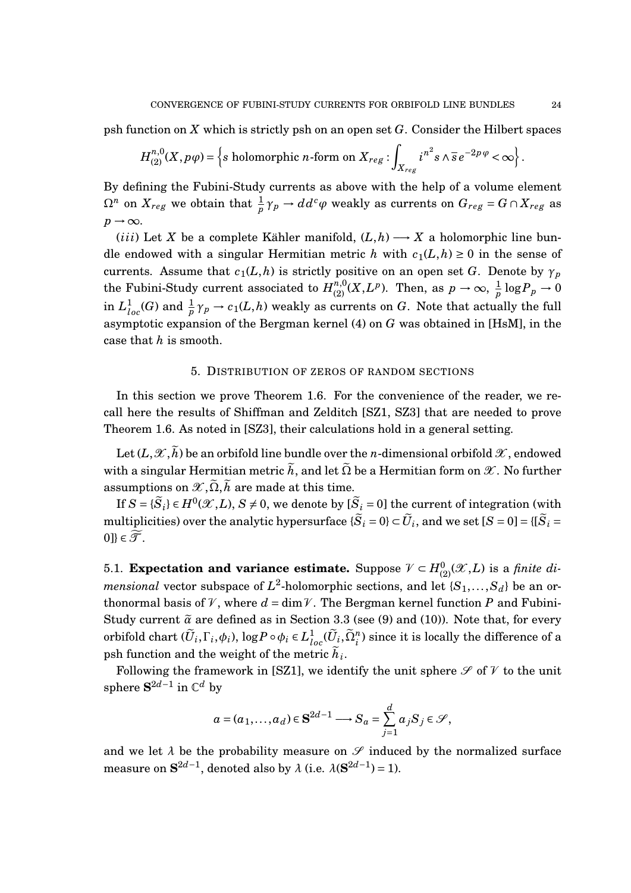psh function on $X$ which is strictly psh on an open set $G$. Consider the Hilbert spaces

$$H^{n,0}_{(2)}(X,p\varphi)=\Big\{s \text{ holomorphic } n\text{-form on } X_{reg}: \int_{X_{reg}} i^{n^2} s\wedge \overline{s}\, e^{-2p\varphi}<\infty\Big\}.$$

By defining the Fubini-Study currents as above with the help of a volume element $\Omega^n$ on $X_{reg}$ we obtain that $\frac{1}{p}\gamma_p \to dd^c\varphi$ weakly as currents on $G_{reg}=G\cap X_{reg}$ as $p\to\infty$.

$(iii)$ Let $X$ be a complete Kähler manifold, $(L,h)\longrightarrow X$ a holomorphic line bundle endowed with a singular Hermitian metric $h$ with $c_1(L,h)\geq 0$ in the sense of currents. Assume that $c_1(L,h)$ is strictly positive on an open set $G$. Denote by $\gamma_p$ the Fubini-Study current associated to $H^{n,0}_{(2)}(X,L^p)$. Then, as $p\to\infty$, $\frac{1}{p}\log P_p\to 0$ in $L^1_{loc}(G)$ and $\frac{1}{p}\gamma_p\to c_1(L,h)$ weakly as currents on $G$. Note that actually the full asymptotic expansion of the Bergman kernel (4) on $G$ was obtained in [HsM], in the case that $h$ is smooth.

## 5. Distribution of zeros of random sections

In this section we prove Theorem 1.6. For the convenience of the reader, we recall here the results of Shiffman and Zelditch [SZ1, SZ3] that are needed to prove Theorem 1.6. As noted in [SZ3], their calculations hold in a general setting.

Let $(L,\mathscr{X},\widetilde{h})$ be an orbifold line bundle over the $n$-dimensional orbifold $\mathscr{X}$, endowed with a singular Hermitian metric $\widetilde{h}$, and let $\widetilde{\Omega}$ be a Hermitian form on $\mathscr{X}$. No further assumptions on $\mathscr{X},\widetilde{\Omega},\widetilde{h}$ are made at this time.

If $S=\{\widetilde{S}_i\}\in H^0(\mathscr{X},L)$, $S\neq 0$, we denote by $[\widetilde{S}_i=0]$ the current of integration (with multiplicities) over the analytic hypersurface $\{\widetilde{S}_i=0\}\subset\widetilde{U}_i$, and we set $[S=0]=\{[\widetilde{S}_i=0]\}\in\widetilde{\mathscr{T}}$.

**5.1. Expectation and variance estimate.** Suppose $\mathscr{V}\subset H^0_{(2)}(\mathscr{X},L)$ is a *finite dimensional* vector subspace of $L^2$-holomorphic sections, and let $\{S_1,\dots,S_d\}$ be an orthonormal basis of $\mathscr{V}$, where $d=\dim\mathscr{V}$. The Bergman kernel function $P$ and Fubini-Study current $\widetilde{\alpha}$ are defined as in Section 3.3 (see (9) and (10)). Note that, for every orbifold chart $(\widetilde{U}_i,\Gamma_i,\phi_i)$, $\log P\circ\phi_i\in L^1_{loc}(\widetilde{U}_i,\widetilde{\Omega}^n_i)$ since it is locally the difference of a psh function and the weight of the metric $\widetilde{h}_i$.

Following the framework in [SZ1], we identify the unit sphere $\mathscr{S}$ of $\mathscr{V}$ to the unit sphere $\mathbf{S}^{2d-1}$ in $\mathbb{C}^d$ by

$$a=(a_1,\dots,a_d)\in\mathbf{S}^{2d-1}\longrightarrow S_a=\sum_{j=1}^d a_jS_j\in\mathscr{S},$$

and we let $\lambda$ be the probability measure on $\mathscr{S}$ induced by the normalized surface measure on $\mathbf{S}^{2d-1}$, denoted also by $\lambda$ (i.e. $\lambda(\mathbf{S}^{2d-1})=1$).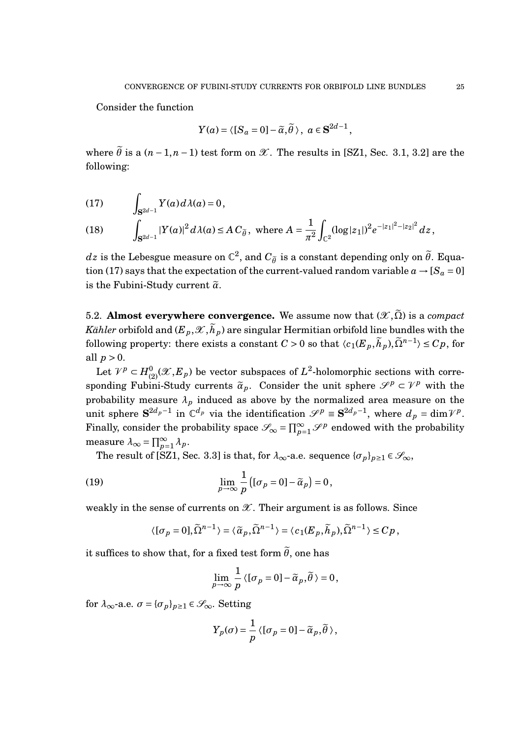Consider the function

$$Y(a) = \langle [S_a = 0] - \widetilde{\alpha}, \widetilde{\theta}\, \rangle\,,\ \ a \in \mathbf{S}^{2d-1}\,,$$

where $\widetilde{\theta}$ is a $(n-1,n-1)$ test form on $\mathscr{X}$. The results in [SZ1, Sec. 3.1, 3.2] are the following:

$$\int_{\mathbf{S}^{2d-1}} Y(a)\, d\lambda(a) = 0\,, \tag{17}$$

$$\int_{\mathbf{S}^{2d-1}} |Y(a)|^2\, d\lambda(a) \leq A\, C_{\widetilde{\theta}}\,,\ \text{ where } A = \frac{1}{\pi^2}\int_{\mathbb{C}^2} (\log|z_1|)^2 e^{-|z_1|^2-|z_2|^2}\, dz\,, \tag{18}$$

$dz$ is the Lebesgue measure on $\mathbb{C}^2$, and $C_{\widetilde{\theta}}$ is a constant depending only on $\widetilde{\theta}$. Equation (17) says that the expectation of the current-valued random variable $a \to [S_a = 0]$ is the Fubini-Study current $\widetilde{\alpha}$.

5.2. **Almost everywhere convergence.** We assume now that $(\mathscr{X}, \widetilde{\Omega})$ is a *compact Kähler* orbifold and $(E_p, \mathscr{X}, \widetilde{h}_p)$ are singular Hermitian orbifold line bundles with the following property: there exists a constant $C > 0$ so that $\langle c_1(E_p, \widetilde{h}_p), \widetilde{\Omega}^{n-1}\rangle \leq Cp$, for all $p > 0$.

Let $\mathscr{V}^p \subset H^0_{(2)}(\mathscr{X}, E_p)$ be vector subspaces of $L^2$-holomorphic sections with corresponding Fubini-Study currents $\widetilde{\alpha}_p$. Consider the unit sphere $\mathscr{S}^p \subset \mathscr{V}^p$ with the probability measure $\lambda_p$ induced as above by the normalized area measure on the unit sphere $\mathbf{S}^{2d_p-1}$ in $\mathbb{C}^{d_p}$ via the identification $\mathscr{S}^p \equiv \mathbf{S}^{2d_p-1}$, where $d_p = \dim \mathscr{V}^p$. Finally, consider the probability space $\mathscr{S}_\infty = \prod_{p=1}^{\infty} \mathscr{S}^p$ endowed with the probability measure $\lambda_\infty = \prod_{p=1}^{\infty} \lambda_p$.

The result of [SZ1, Sec. 3.3] is that, for $\lambda_\infty$-a.e. sequence $\{\sigma_p\}_{p\geq 1} \in \mathscr{S}_\infty$,

$$\lim_{p\to\infty} \frac{1}{p}\big([\sigma_p = 0] - \widetilde{\alpha}_p\big) = 0\,, \tag{19}$$

weakly in the sense of currents on $\mathscr{X}$. Their argument is as follows. Since

$$\langle [\sigma_p = 0], \widetilde{\Omega}^{n-1}\rangle = \langle \widetilde{\alpha}_p, \widetilde{\Omega}^{n-1}\rangle = \langle c_1(E_p, \widetilde{h}_p), \widetilde{\Omega}^{n-1}\rangle \leq Cp\,,$$

it suffices to show that, for a fixed test form $\widetilde{\theta}$, one has

$$\lim_{p\to\infty} \frac{1}{p}\, \langle [\sigma_p = 0] - \widetilde{\alpha}_p, \widetilde{\theta}\, \rangle = 0\,,$$

for $\lambda_\infty$-a.e. $\sigma = \{\sigma_p\}_{p\geq 1} \in \mathscr{S}_\infty$. Setting

$$Y_p(\sigma) = \frac{1}{p}\, \langle [\sigma_p = 0] - \widetilde{\alpha}_p, \widetilde{\theta}\, \rangle\,,$$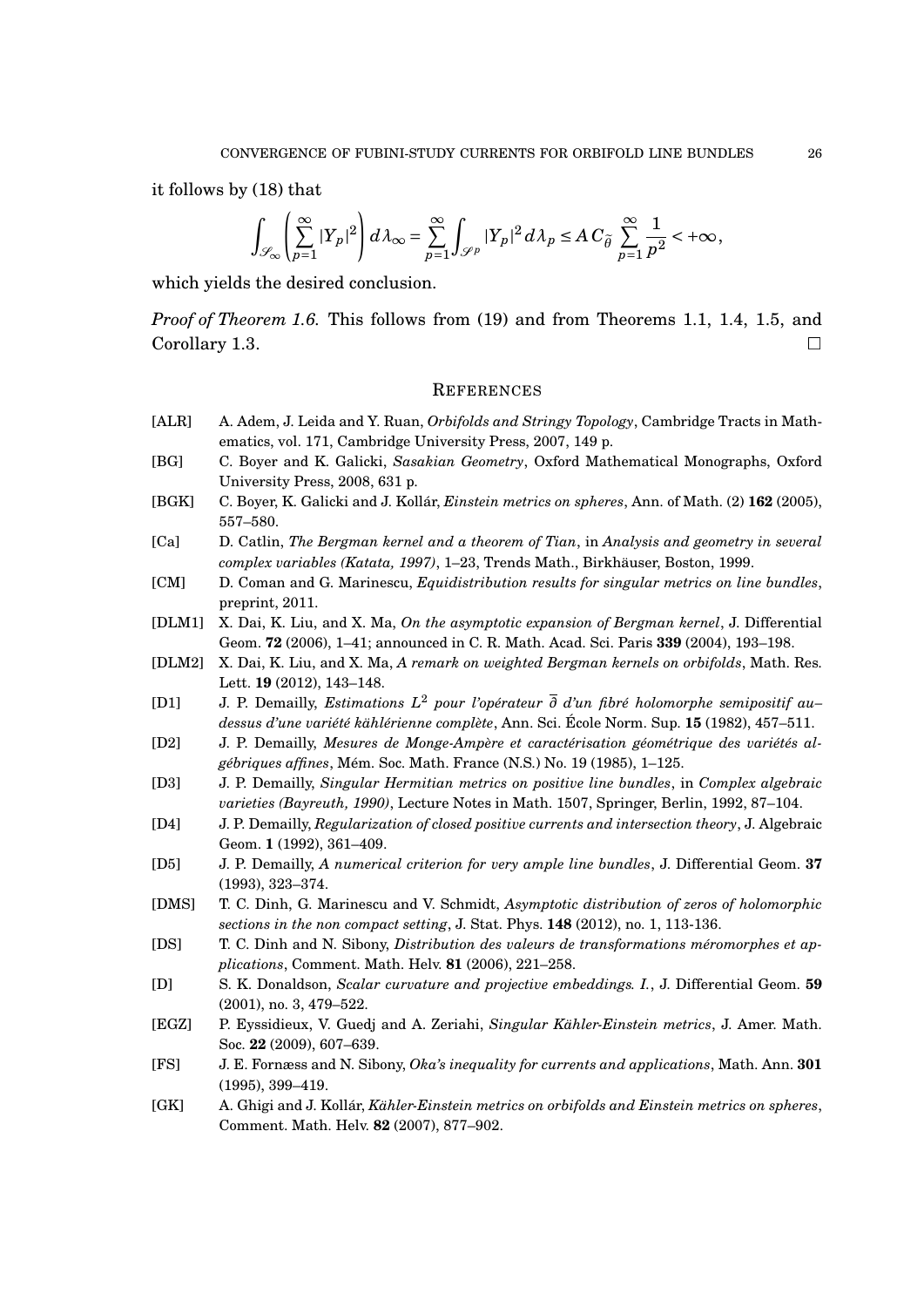it follows by (18) that

$$\int_{\mathscr{S}_\infty} \left( \sum_{p=1}^{\infty} |Y_p|^2 \right) d\lambda_\infty = \sum_{p=1}^{\infty} \int_{\mathscr{S}^p} |Y_p|^2 \, d\lambda_p \leq A \, C_{\widetilde{\partial}} \sum_{p=1}^{\infty} \frac{1}{p^2} < +\infty,$$

which yields the desired conclusion.

*Proof of Theorem 1.6.* This follows from (19) and from Theorems 1.1, 1.4, 1.5, and Corollary 1.3. □

## References

- [ALR] A. Adem, J. Leida and Y. Ruan, *Orbifolds and Stringy Topology*, Cambridge Tracts in Mathematics, vol. 171, Cambridge University Press, 2007, 149 p.
- [BG] C. Boyer and K. Galicki, *Sasakian Geometry*, Oxford Mathematical Monographs, Oxford University Press, 2008, 631 p.
- [BGK] C. Boyer, K. Galicki and J. Kollár, *Einstein metrics on spheres*, Ann. of Math. (2) **162** (2005), 557–580.
- [Ca] D. Catlin, *The Bergman kernel and a theorem of Tian*, in *Analysis and geometry in several complex variables (Katata, 1997)*, 1–23, Trends Math., Birkhäuser, Boston, 1999.
- [CM] D. Coman and G. Marinescu, *Equidistribution results for singular metrics on line bundles*, preprint, 2011.
- [DLM1] X. Dai, K. Liu, and X. Ma, *On the asymptotic expansion of Bergman kernel*, J. Differential Geom. **72** (2006), 1–41; announced in C. R. Math. Acad. Sci. Paris **339** (2004), 193–198.
- [DLM2] X. Dai, K. Liu, and X. Ma, *A remark on weighted Bergman kernels on orbifolds*, Math. Res. Lett. **19** (2012), 143–148.
- [D1] J. P. Demailly, *Estimations $L^2$ pour l'opérateur $\overline{\partial}$ d'un fibré holomorphe semipositif au–dessus d'une variété kählérienne complète*, Ann. Sci. École Norm. Sup. **15** (1982), 457–511.
- [D2] J. P. Demailly, *Mesures de Monge-Ampère et caractérisation géométrique des variétés algébriques affines*, Mém. Soc. Math. France (N.S.) No. 19 (1985), 1–125.
- [D3] J. P. Demailly, *Singular Hermitian metrics on positive line bundles*, in *Complex algebraic varieties (Bayreuth, 1990)*, Lecture Notes in Math. 1507, Springer, Berlin, 1992, 87–104.
- [D4] J. P. Demailly, *Regularization of closed positive currents and intersection theory*, J. Algebraic Geom. **1** (1992), 361–409.
- [D5] J. P. Demailly, *A numerical criterion for very ample line bundles*, J. Differential Geom. **37** (1993), 323–374.
- [DMS] T. C. Dinh, G. Marinescu and V. Schmidt, *Asymptotic distribution of zeros of holomorphic sections in the non compact setting*, J. Stat. Phys. **148** (2012), no. 1, 113-136.
- [DS] T. C. Dinh and N. Sibony, *Distribution des valeurs de transformations méromorphes et applications*, Comment. Math. Helv. **81** (2006), 221–258.
- [D] S. K. Donaldson, *Scalar curvature and projective embeddings. I.*, J. Differential Geom. **59** (2001), no. 3, 479–522.
- [EGZ] P. Eyssidieux, V. Guedj and A. Zeriahi, *Singular Kähler-Einstein metrics*, J. Amer. Math. Soc. **22** (2009), 607–639.
- [FS] J. E. Fornæss and N. Sibony, *Oka's inequality for currents and applications*, Math. Ann. **301** (1995), 399–419.
- [GK] A. Ghigi and J. Kollár, *Kähler-Einstein metrics on orbifolds and Einstein metrics on spheres*, Comment. Math. Helv. **82** (2007), 877–902.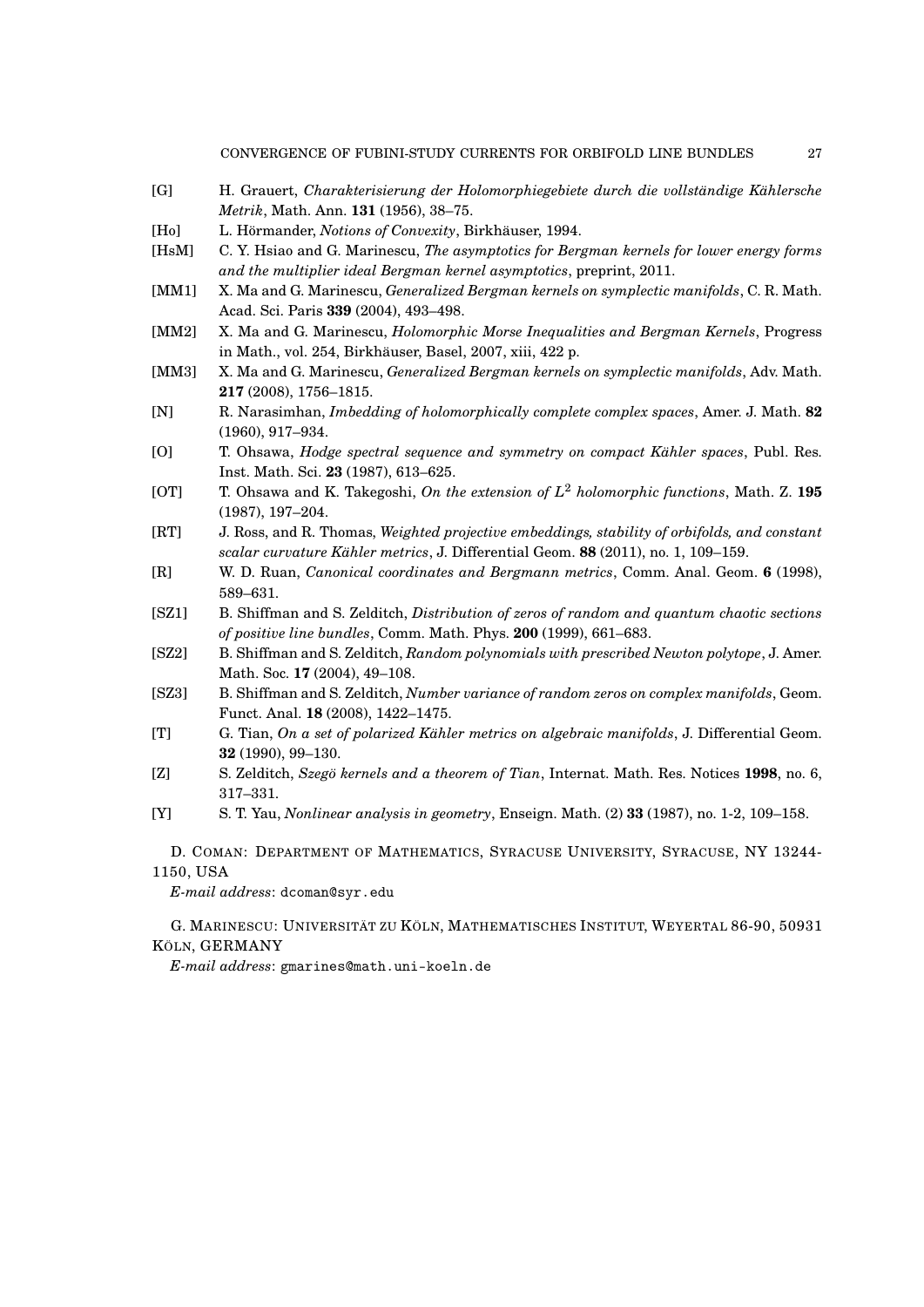[G] H. Grauert, *Charakterisierung der Holomorphiegebiete durch die vollständige Kählersche Metrik*, Math. Ann. **131** (1956), 38–75.

[Ho] L. Hörmander, *Notions of Convexity*, Birkhäuser, 1994.

[HsM] C. Y. Hsiao and G. Marinescu, *The asymptotics for Bergman kernels for lower energy forms and the multiplier ideal Bergman kernel asymptotics*, preprint, 2011.

[MM1] X. Ma and G. Marinescu, *Generalized Bergman kernels on symplectic manifolds*, C. R. Math. Acad. Sci. Paris **339** (2004), 493–498.

[MM2] X. Ma and G. Marinescu, *Holomorphic Morse Inequalities and Bergman Kernels*, Progress in Math., vol. 254, Birkhäuser, Basel, 2007, xiii, 422 p.

[MM3] X. Ma and G. Marinescu, *Generalized Bergman kernels on symplectic manifolds*, Adv. Math. **217** (2008), 1756–1815.

[N] R. Narasimhan, *Imbedding of holomorphically complete complex spaces*, Amer. J. Math. **82** (1960), 917–934.

[O] T. Ohsawa, *Hodge spectral sequence and symmetry on compact Kähler spaces*, Publ. Res. Inst. Math. Sci. **23** (1987), 613–625.

[OT] T. Ohsawa and K. Takegoshi, *On the extension of $L^2$ holomorphic functions*, Math. Z. **195** (1987), 197–204.

[RT] J. Ross, and R. Thomas, *Weighted projective embeddings, stability of orbifolds, and constant scalar curvature Kähler metrics*, J. Differential Geom. **88** (2011), no. 1, 109–159.

[R] W. D. Ruan, *Canonical coordinates and Bergmann metrics*, Comm. Anal. Geom. **6** (1998), 589–631.

[SZ1] B. Shiffman and S. Zelditch, *Distribution of zeros of random and quantum chaotic sections of positive line bundles*, Comm. Math. Phys. **200** (1999), 661–683.

[SZ2] B. Shiffman and S. Zelditch, *Random polynomials with prescribed Newton polytope*, J. Amer. Math. Soc. **17** (2004), 49–108.

[SZ3] B. Shiffman and S. Zelditch, *Number variance of random zeros on complex manifolds*, Geom. Funct. Anal. **18** (2008), 1422–1475.

[T] G. Tian, *On a set of polarized Kähler metrics on algebraic manifolds*, J. Differential Geom. **32** (1990), 99–130.

[Z] S. Zelditch, *Szegö kernels and a theorem of Tian*, Internat. Math. Res. Notices **1998**, no. 6, 317–331.

[Y] S. T. Yau, *Nonlinear analysis in geometry*, Enseign. Math. (2) **33** (1987), no. 1-2, 109–158.

D. COMAN: DEPARTMENT OF MATHEMATICS, SYRACUSE UNIVERSITY, SYRACUSE, NY 13244-1150, USA

*E-mail address*: dcoman@syr.edu

G. MARINESCU: UNIVERSITÄT ZU KÖLN, MATHEMATISCHES INSTITUT, WEYERTAL 86-90, 50931 KÖLN, GERMANY

*E-mail address*: gmarines@math.uni-koeln.de